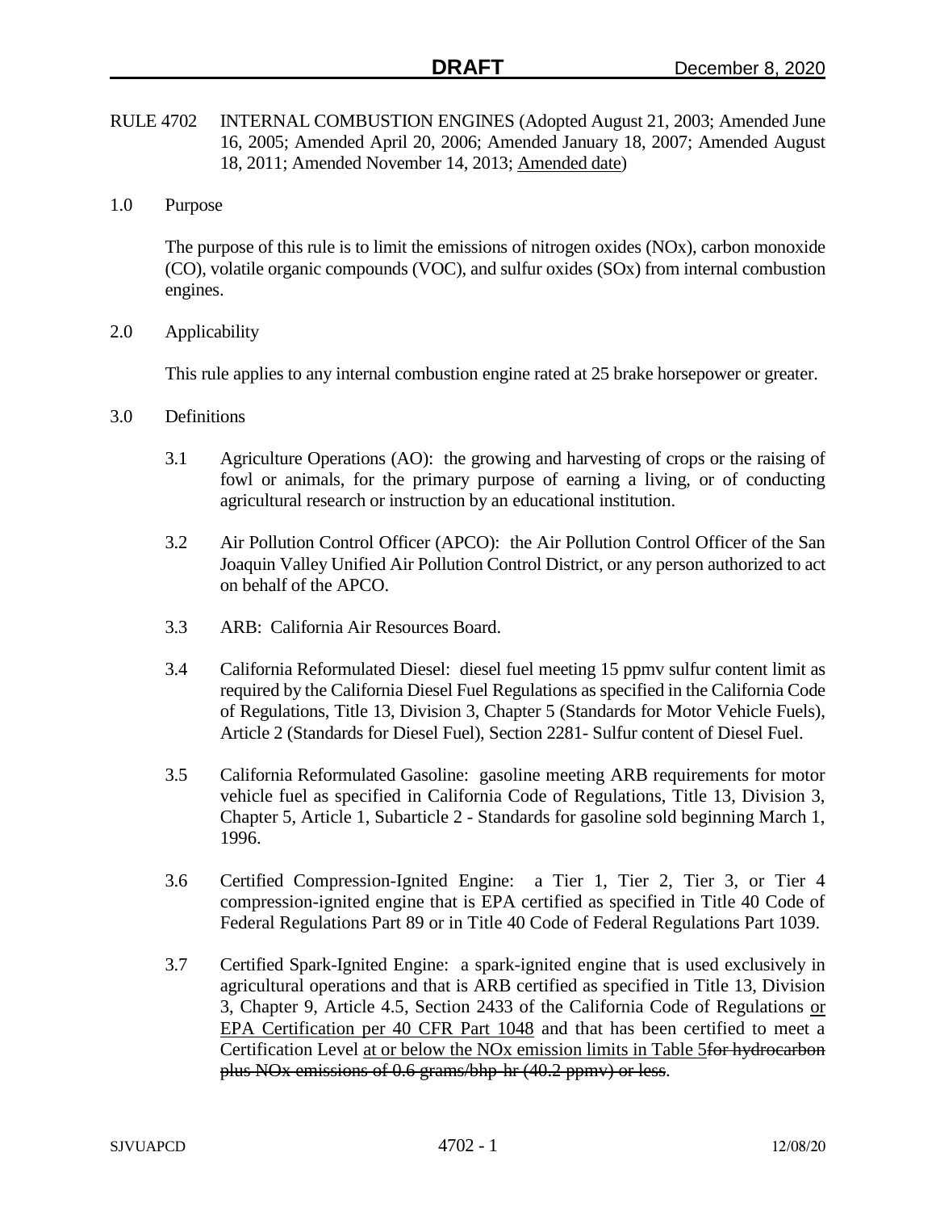RULE 4702 INTERNAL COMBUSTION ENGINES (Adopted August 21, 2003; Amended June 16, 2005; Amended April 20, 2006; Amended January 18, 2007; Amended August 18, 2011; Amended November 14, 2013; <u>Amended date</u>)

1.0 Purpose

The purpose of this rule is to limit the emissions of nitrogen oxides (NOx), carbon monoxide (CO), volatile organic compounds (VOC), and sulfur oxides (SOx) from internal combustion engines.

2.0 Applicability

This rule applies to any internal combustion engine rated at 25 brake horsepower or greater.

3.0 Definitions

3.1 Agriculture Operations (AO): the growing and harvesting of crops or the raising of fowl or animals, for the primary purpose of earning a living, or of conducting agricultural research or instruction by an educational institution.

3.2 Air Pollution Control Officer (APCO): the Air Pollution Control Officer of the San Joaquin Valley Unified Air Pollution Control District, or any person authorized to act on behalf of the APCO.

3.3 ARB: California Air Resources Board.

3.4 California Reformulated Diesel: diesel fuel meeting 15 ppmv sulfur content limit as required by the California Diesel Fuel Regulations as specified in the California Code of Regulations, Title 13, Division 3, Chapter 5 (Standards for Motor Vehicle Fuels), Article 2 (Standards for Diesel Fuel), Section 2281- Sulfur content of Diesel Fuel.

3.5 California Reformulated Gasoline: gasoline meeting ARB requirements for motor vehicle fuel as specified in California Code of Regulations, Title 13, Division 3, Chapter 5, Article 1, Subarticle 2 - Standards for gasoline sold beginning March 1, 1996.

3.6 Certified Compression-Ignited Engine: a Tier 1, Tier 2, Tier 3, or Tier 4 compression-ignited engine that is EPA certified as specified in Title 40 Code of Federal Regulations Part 89 or in Title 40 Code of Federal Regulations Part 1039.

3.7 Certified Spark-Ignited Engine: a spark-ignited engine that is used exclusively in agricultural operations and that is ARB certified as specified in Title 13, Division 3, Chapter 9, Article 4.5, Section 2433 of the California Code of Regulations <u>or EPA Certification per 40 CFR Part 1048</u> and that has been certified to meet a Certification Level <u>at or below the NOx emission limits in Table 5</u>~~for hydrocarbon plus NOx emissions of 0.6 grams/bhp-hr (40.2 ppmv) or less~~.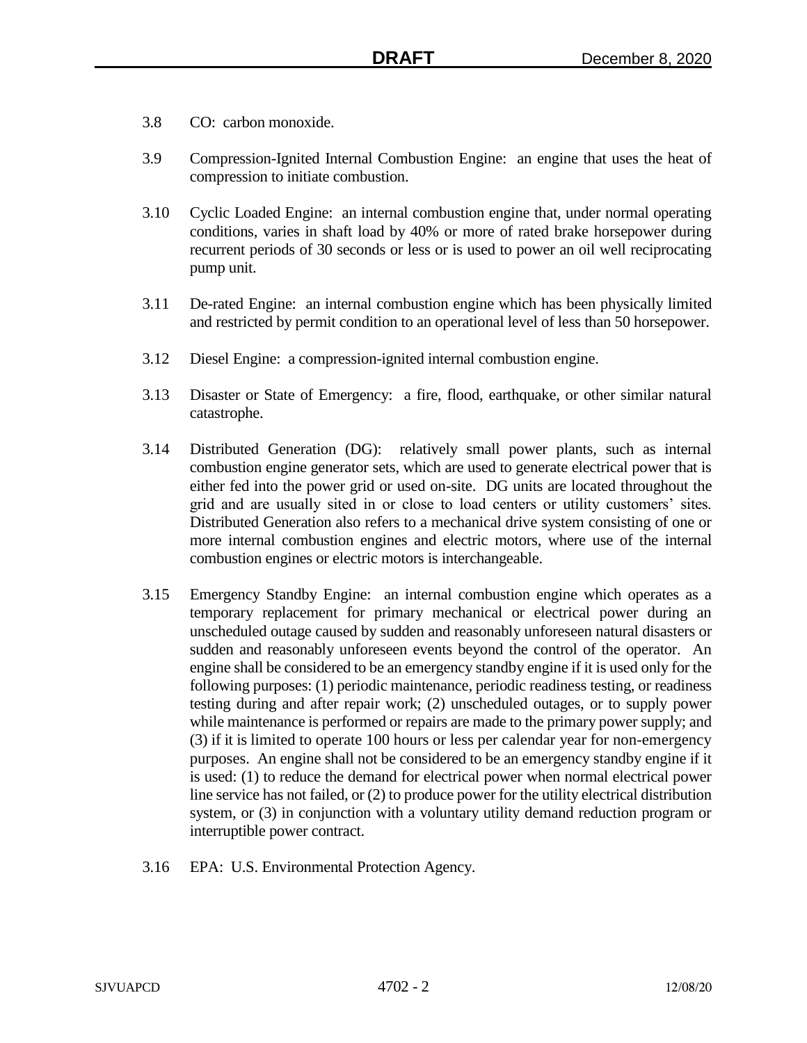3.8 CO: carbon monoxide.

3.9 Compression-Ignited Internal Combustion Engine: an engine that uses the heat of compression to initiate combustion.

3.10 Cyclic Loaded Engine: an internal combustion engine that, under normal operating conditions, varies in shaft load by 40% or more of rated brake horsepower during recurrent periods of 30 seconds or less or is used to power an oil well reciprocating pump unit.

3.11 De-rated Engine: an internal combustion engine which has been physically limited and restricted by permit condition to an operational level of less than 50 horsepower.

3.12 Diesel Engine: a compression-ignited internal combustion engine.

3.13 Disaster or State of Emergency: a fire, flood, earthquake, or other similar natural catastrophe.

3.14 Distributed Generation (DG): relatively small power plants, such as internal combustion engine generator sets, which are used to generate electrical power that is either fed into the power grid or used on-site. DG units are located throughout the grid and are usually sited in or close to load centers or utility customers' sites. Distributed Generation also refers to a mechanical drive system consisting of one or more internal combustion engines and electric motors, where use of the internal combustion engines or electric motors is interchangeable.

3.15 Emergency Standby Engine: an internal combustion engine which operates as a temporary replacement for primary mechanical or electrical power during an unscheduled outage caused by sudden and reasonably unforeseen natural disasters or sudden and reasonably unforeseen events beyond the control of the operator. An engine shall be considered to be an emergency standby engine if it is used only for the following purposes: (1) periodic maintenance, periodic readiness testing, or readiness testing during and after repair work; (2) unscheduled outages, or to supply power while maintenance is performed or repairs are made to the primary power supply; and (3) if it is limited to operate 100 hours or less per calendar year for non-emergency purposes. An engine shall not be considered to be an emergency standby engine if it is used: (1) to reduce the demand for electrical power when normal electrical power line service has not failed, or (2) to produce power for the utility electrical distribution system, or (3) in conjunction with a voluntary utility demand reduction program or interruptible power contract.

3.16 EPA: U.S. Environmental Protection Agency.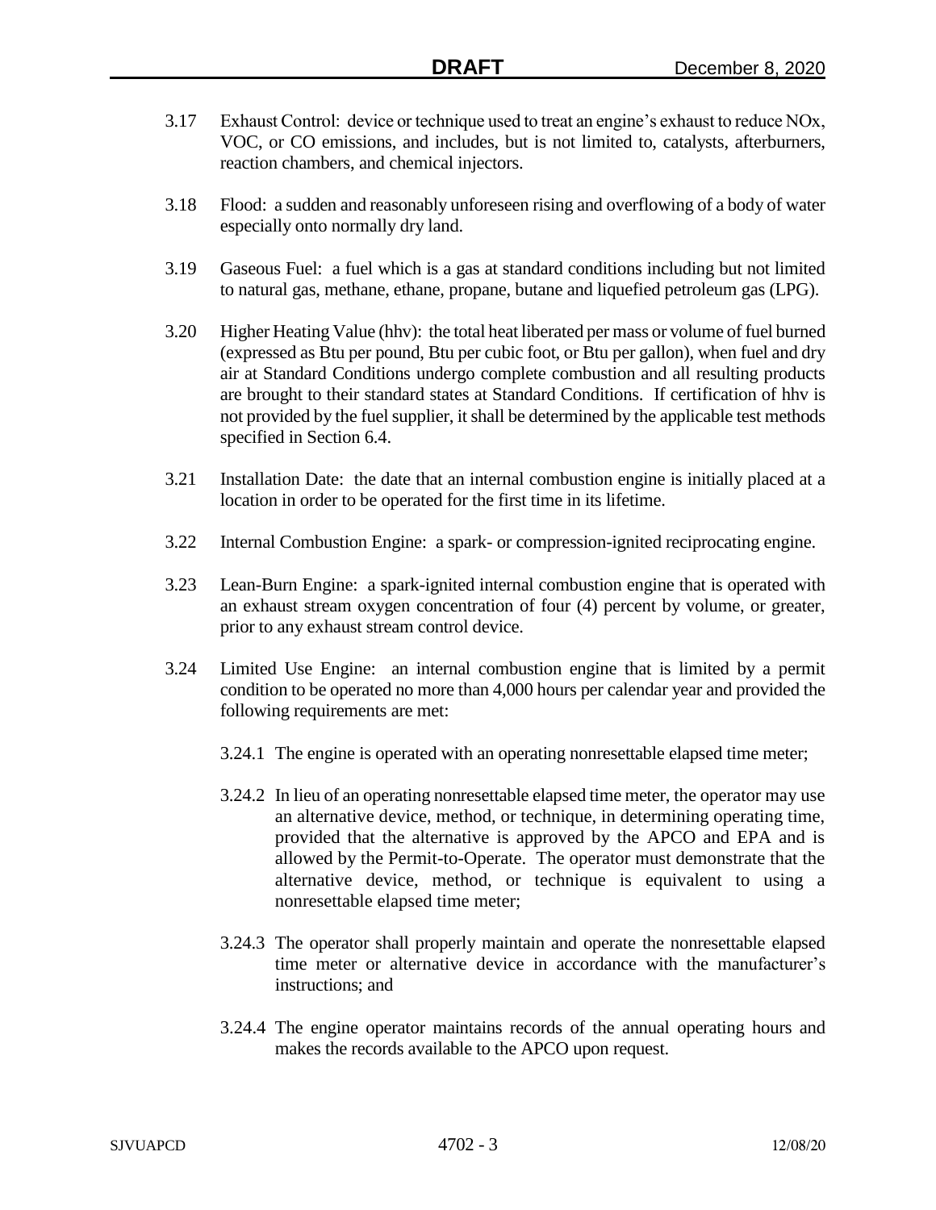3.17 Exhaust Control: device or technique used to treat an engine's exhaust to reduce NOx, VOC, or CO emissions, and includes, but is not limited to, catalysts, afterburners, reaction chambers, and chemical injectors.

3.18 Flood: a sudden and reasonably unforeseen rising and overflowing of a body of water especially onto normally dry land.

3.19 Gaseous Fuel: a fuel which is a gas at standard conditions including but not limited to natural gas, methane, ethane, propane, butane and liquefied petroleum gas (LPG).

3.20 Higher Heating Value (hhv): the total heat liberated per mass or volume of fuel burned (expressed as Btu per pound, Btu per cubic foot, or Btu per gallon), when fuel and dry air at Standard Conditions undergo complete combustion and all resulting products are brought to their standard states at Standard Conditions. If certification of hhv is not provided by the fuel supplier, it shall be determined by the applicable test methods specified in Section 6.4.

3.21 Installation Date: the date that an internal combustion engine is initially placed at a location in order to be operated for the first time in its lifetime.

3.22 Internal Combustion Engine: a spark- or compression-ignited reciprocating engine.

3.23 Lean-Burn Engine: a spark-ignited internal combustion engine that is operated with an exhaust stream oxygen concentration of four (4) percent by volume, or greater, prior to any exhaust stream control device.

3.24 Limited Use Engine: an internal combustion engine that is limited by a permit condition to be operated no more than 4,000 hours per calendar year and provided the following requirements are met:

3.24.1 The engine is operated with an operating nonresettable elapsed time meter;

3.24.2 In lieu of an operating nonresettable elapsed time meter, the operator may use an alternative device, method, or technique, in determining operating time, provided that the alternative is approved by the APCO and EPA and is allowed by the Permit-to-Operate. The operator must demonstrate that the alternative device, method, or technique is equivalent to using a nonresettable elapsed time meter;

3.24.3 The operator shall properly maintain and operate the nonresettable elapsed time meter or alternative device in accordance with the manufacturer's instructions; and

3.24.4 The engine operator maintains records of the annual operating hours and makes the records available to the APCO upon request.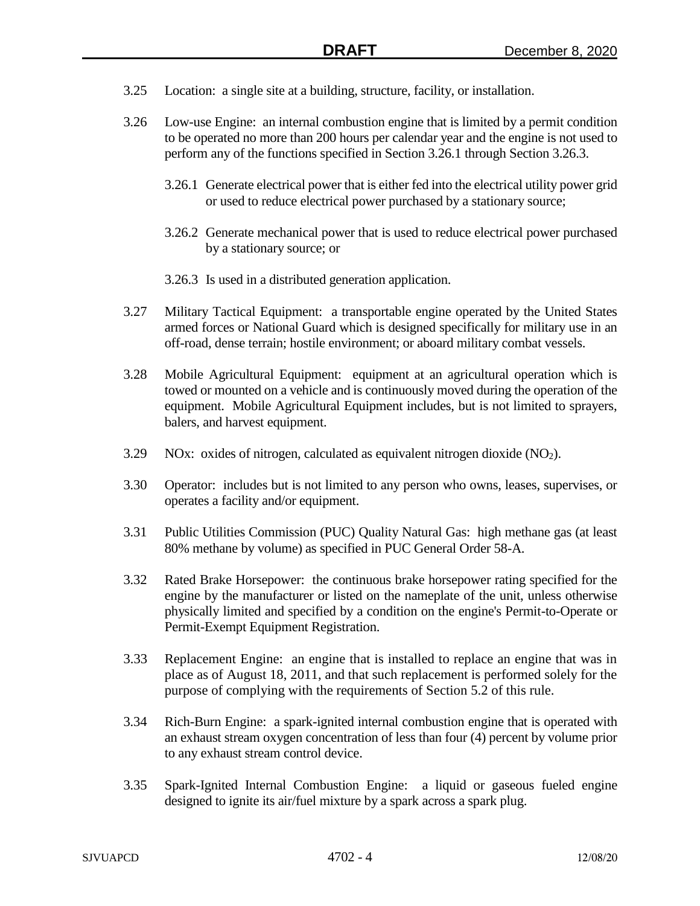3.25 Location: a single site at a building, structure, facility, or installation.

3.26 Low-use Engine: an internal combustion engine that is limited by a permit condition to be operated no more than 200 hours per calendar year and the engine is not used to perform any of the functions specified in Section 3.26.1 through Section 3.26.3.

3.26.1 Generate electrical power that is either fed into the electrical utility power grid or used to reduce electrical power purchased by a stationary source;

3.26.2 Generate mechanical power that is used to reduce electrical power purchased by a stationary source; or

3.26.3 Is used in a distributed generation application.

3.27 Military Tactical Equipment: a transportable engine operated by the United States armed forces or National Guard which is designed specifically for military use in an off-road, dense terrain; hostile environment; or aboard military combat vessels.

3.28 Mobile Agricultural Equipment: equipment at an agricultural operation which is towed or mounted on a vehicle and is continuously moved during the operation of the equipment. Mobile Agricultural Equipment includes, but is not limited to sprayers, balers, and harvest equipment.

3.29 NOx: oxides of nitrogen, calculated as equivalent nitrogen dioxide ($NO_2$).

3.30 Operator: includes but is not limited to any person who owns, leases, supervises, or operates a facility and/or equipment.

3.31 Public Utilities Commission (PUC) Quality Natural Gas: high methane gas (at least 80% methane by volume) as specified in PUC General Order 58-A.

3.32 Rated Brake Horsepower: the continuous brake horsepower rating specified for the engine by the manufacturer or listed on the nameplate of the unit, unless otherwise physically limited and specified by a condition on the engine's Permit-to-Operate or Permit-Exempt Equipment Registration.

3.33 Replacement Engine: an engine that is installed to replace an engine that was in place as of August 18, 2011, and that such replacement is performed solely for the purpose of complying with the requirements of Section 5.2 of this rule.

3.34 Rich-Burn Engine: a spark-ignited internal combustion engine that is operated with an exhaust stream oxygen concentration of less than four (4) percent by volume prior to any exhaust stream control device.

3.35 Spark-Ignited Internal Combustion Engine: a liquid or gaseous fueled engine designed to ignite its air/fuel mixture by a spark across a spark plug.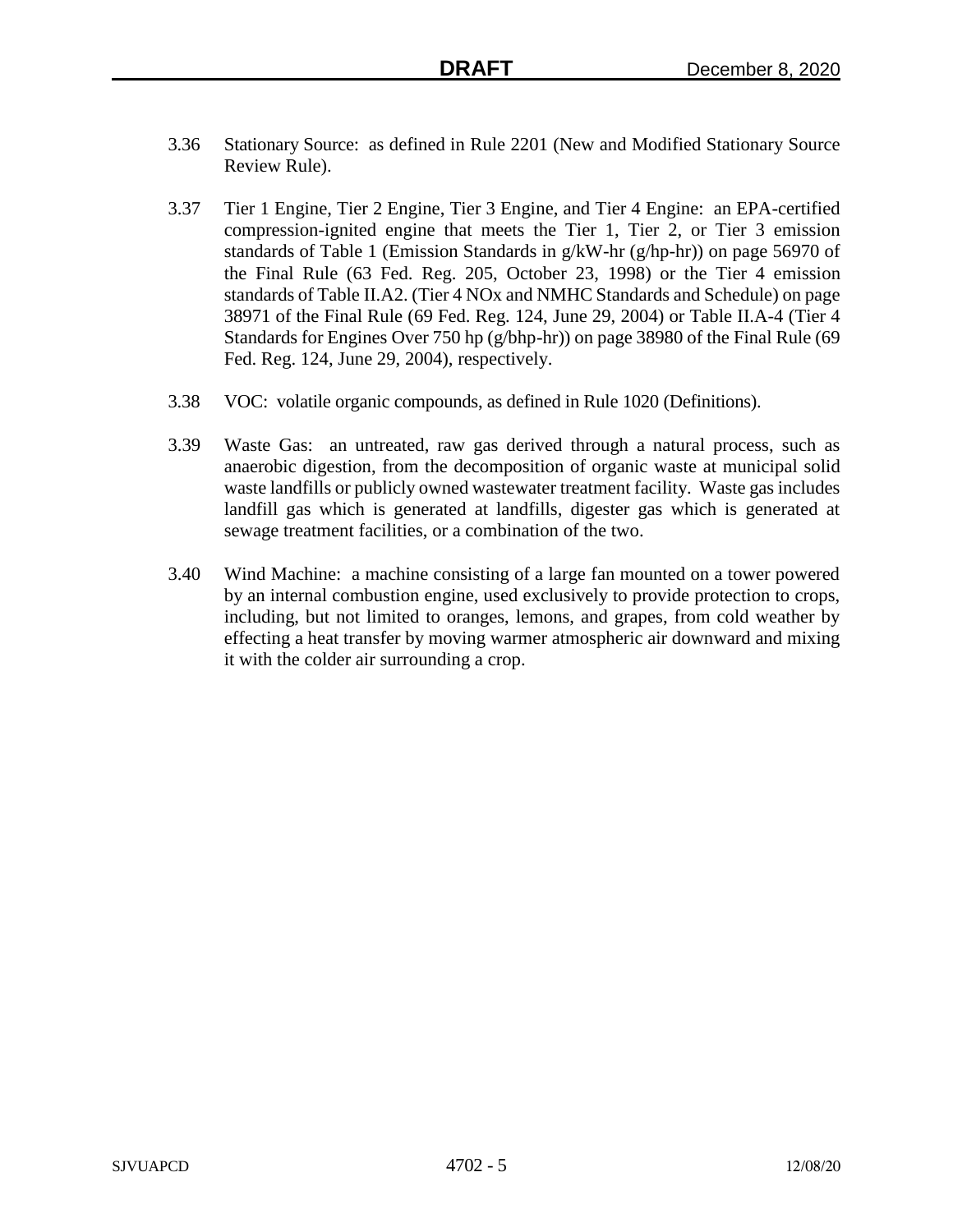3.36 Stationary Source: as defined in Rule 2201 (New and Modified Stationary Source Review Rule).

3.37 Tier 1 Engine, Tier 2 Engine, Tier 3 Engine, and Tier 4 Engine: an EPA-certified compression-ignited engine that meets the Tier 1, Tier 2, or Tier 3 emission standards of Table 1 (Emission Standards in g/kW-hr (g/hp-hr)) on page 56970 of the Final Rule (63 Fed. Reg. 205, October 23, 1998) or the Tier 4 emission standards of Table II.A2. (Tier 4 NOx and NMHC Standards and Schedule) on page 38971 of the Final Rule (69 Fed. Reg. 124, June 29, 2004) or Table II.A-4 (Tier 4 Standards for Engines Over 750 hp (g/bhp-hr)) on page 38980 of the Final Rule (69 Fed. Reg. 124, June 29, 2004), respectively.

3.38 VOC: volatile organic compounds, as defined in Rule 1020 (Definitions).

3.39 Waste Gas: an untreated, raw gas derived through a natural process, such as anaerobic digestion, from the decomposition of organic waste at municipal solid waste landfills or publicly owned wastewater treatment facility. Waste gas includes landfill gas which is generated at landfills, digester gas which is generated at sewage treatment facilities, or a combination of the two.

3.40 Wind Machine: a machine consisting of a large fan mounted on a tower powered by an internal combustion engine, used exclusively to provide protection to crops, including, but not limited to oranges, lemons, and grapes, from cold weather by effecting a heat transfer by moving warmer atmospheric air downward and mixing it with the colder air surrounding a crop.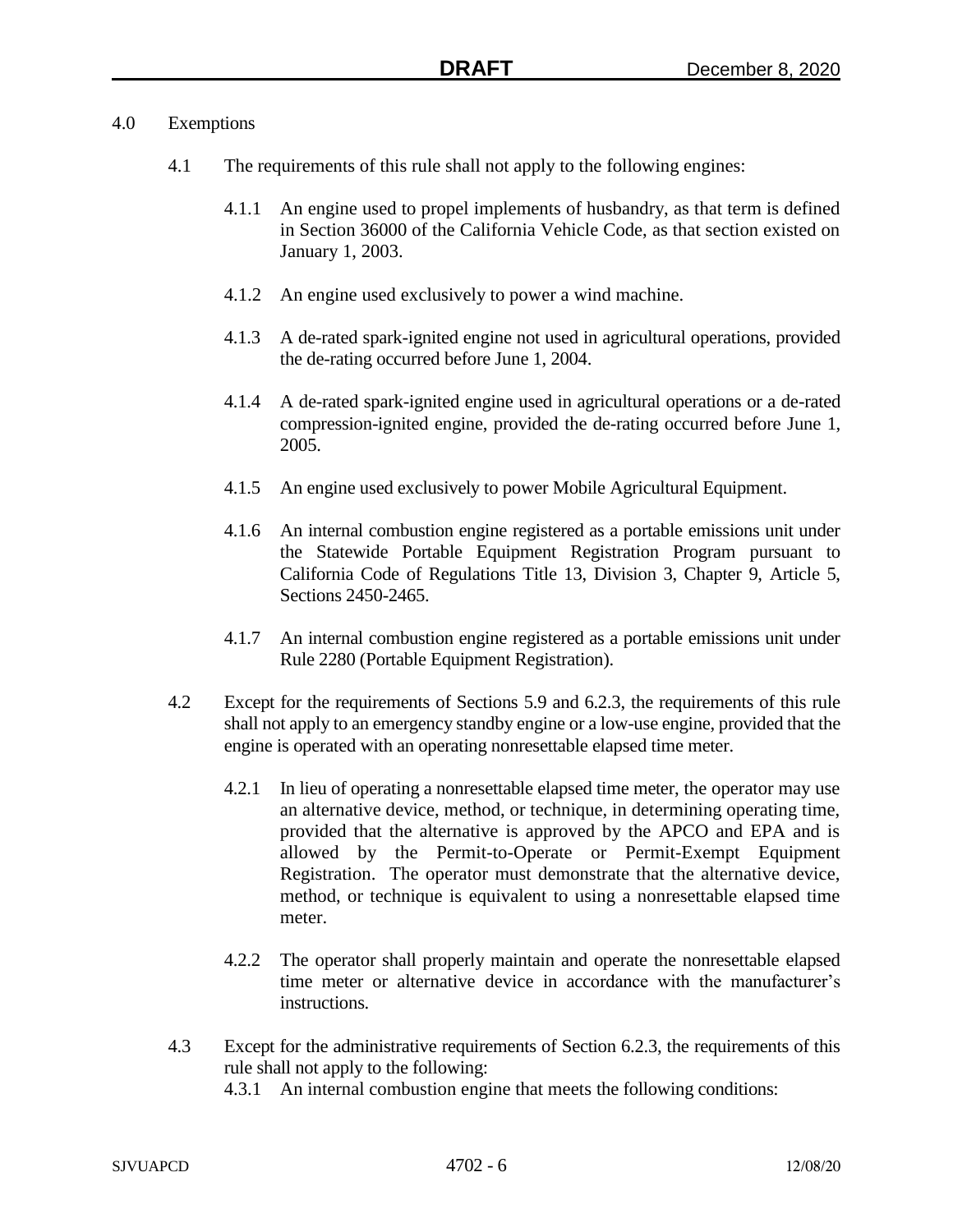## 4.0 Exemptions

4.1 The requirements of this rule shall not apply to the following engines:

4.1.1 An engine used to propel implements of husbandry, as that term is defined in Section 36000 of the California Vehicle Code, as that section existed on January 1, 2003.

4.1.2 An engine used exclusively to power a wind machine.

4.1.3 A de-rated spark-ignited engine not used in agricultural operations, provided the de-rating occurred before June 1, 2004.

4.1.4 A de-rated spark-ignited engine used in agricultural operations or a de-rated compression-ignited engine, provided the de-rating occurred before June 1, 2005.

4.1.5 An engine used exclusively to power Mobile Agricultural Equipment.

4.1.6 An internal combustion engine registered as a portable emissions unit under the Statewide Portable Equipment Registration Program pursuant to California Code of Regulations Title 13, Division 3, Chapter 9, Article 5, Sections 2450-2465.

4.1.7 An internal combustion engine registered as a portable emissions unit under Rule 2280 (Portable Equipment Registration).

4.2 Except for the requirements of Sections 5.9 and 6.2.3, the requirements of this rule shall not apply to an emergency standby engine or a low-use engine, provided that the engine is operated with an operating nonresettable elapsed time meter.

4.2.1 In lieu of operating a nonresettable elapsed time meter, the operator may use an alternative device, method, or technique, in determining operating time, provided that the alternative is approved by the APCO and EPA and is allowed by the Permit-to-Operate or Permit-Exempt Equipment Registration. The operator must demonstrate that the alternative device, method, or technique is equivalent to using a nonresettable elapsed time meter.

4.2.2 The operator shall properly maintain and operate the nonresettable elapsed time meter or alternative device in accordance with the manufacturer's instructions.

4.3 Except for the administrative requirements of Section 6.2.3, the requirements of this rule shall not apply to the following:

4.3.1 An internal combustion engine that meets the following conditions: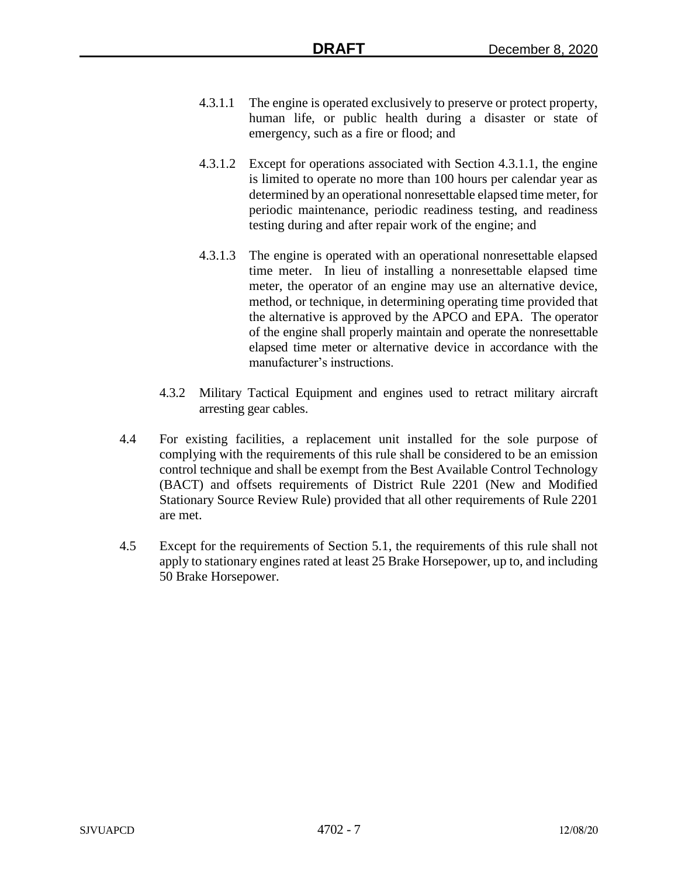4.3.1.1 The engine is operated exclusively to preserve or protect property, human life, or public health during a disaster or state of emergency, such as a fire or flood; and

4.3.1.2 Except for operations associated with Section 4.3.1.1, the engine is limited to operate no more than 100 hours per calendar year as determined by an operational nonresettable elapsed time meter, for periodic maintenance, periodic readiness testing, and readiness testing during and after repair work of the engine; and

4.3.1.3 The engine is operated with an operational nonresettable elapsed time meter. In lieu of installing a nonresettable elapsed time meter, the operator of an engine may use an alternative device, method, or technique, in determining operating time provided that the alternative is approved by the APCO and EPA. The operator of the engine shall properly maintain and operate the nonresettable elapsed time meter or alternative device in accordance with the manufacturer's instructions.

4.3.2 Military Tactical Equipment and engines used to retract military aircraft arresting gear cables.

4.4 For existing facilities, a replacement unit installed for the sole purpose of complying with the requirements of this rule shall be considered to be an emission control technique and shall be exempt from the Best Available Control Technology (BACT) and offsets requirements of District Rule 2201 (New and Modified Stationary Source Review Rule) provided that all other requirements of Rule 2201 are met.

4.5 Except for the requirements of Section 5.1, the requirements of this rule shall not apply to stationary engines rated at least 25 Brake Horsepower, up to, and including 50 Brake Horsepower.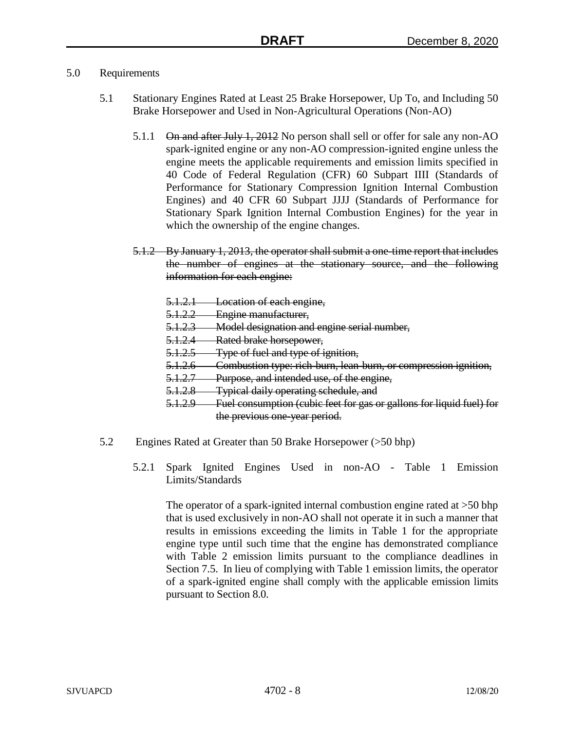5.0 Requirements

5.1 Stationary Engines Rated at Least 25 Brake Horsepower, Up To, and Including 50 Brake Horsepower and Used in Non-Agricultural Operations (Non-AO)

5.1.1 ~~On and after July 1, 2012~~ No person shall sell or offer for sale any non-AO spark-ignited engine or any non-AO compression-ignited engine unless the engine meets the applicable requirements and emission limits specified in 40 Code of Federal Regulation (CFR) 60 Subpart IIII (Standards of Performance for Stationary Compression Ignition Internal Combustion Engines) and 40 CFR 60 Subpart JJJJ (Standards of Performance for Stationary Spark Ignition Internal Combustion Engines) for the year in which the ownership of the engine changes.

~~5.1.2 By January 1, 2013, the operator shall submit a one-time report that includes the number of engines at the stationary source, and the following information for each engine:~~

~~5.1.2.1 Location of each engine,~~
~~5.1.2.2 Engine manufacturer,~~
~~5.1.2.3 Model designation and engine serial number,~~
~~5.1.2.4 Rated brake horsepower,~~
~~5.1.2.5 Type of fuel and type of ignition,~~
~~5.1.2.6 Combustion type: rich-burn, lean-burn, or compression ignition,~~
~~5.1.2.7 Purpose, and intended use, of the engine,~~
~~5.1.2.8 Typical daily operating schedule, and~~
~~5.1.2.9 Fuel consumption (cubic feet for gas or gallons for liquid fuel) for the previous one-year period.~~

5.2 Engines Rated at Greater than 50 Brake Horsepower (>50 bhp)

5.2.1 Spark Ignited Engines Used in non-AO - Table 1 Emission Limits/Standards

The operator of a spark-ignited internal combustion engine rated at >50 bhp that is used exclusively in non-AO shall not operate it in such a manner that results in emissions exceeding the limits in Table 1 for the appropriate engine type until such time that the engine has demonstrated compliance with Table 2 emission limits pursuant to the compliance deadlines in Section 7.5. In lieu of complying with Table 1 emission limits, the operator of a spark-ignited engine shall comply with the applicable emission limits pursuant to Section 8.0.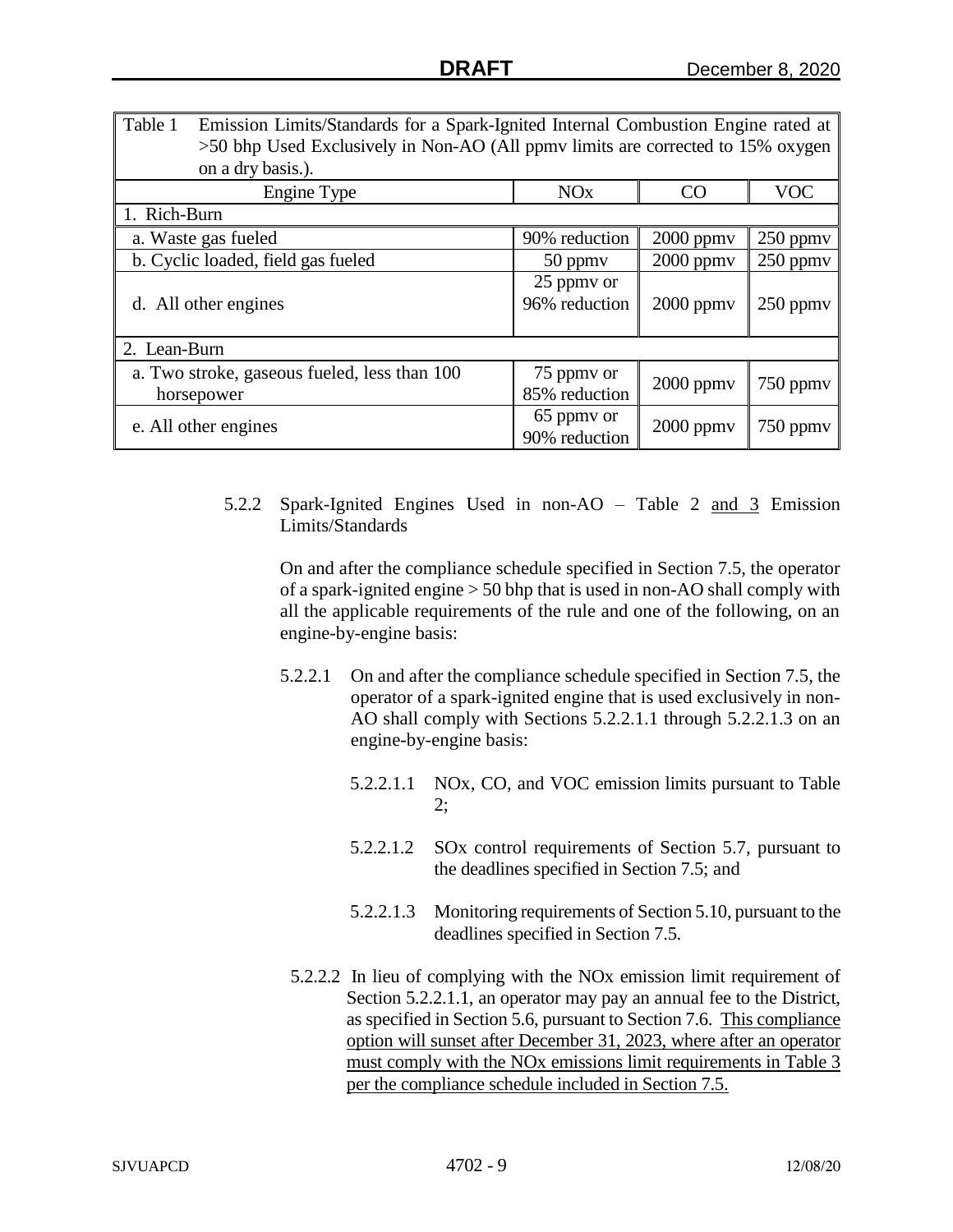| Table 1 Emission Limits/Standards for a Spark-Ignited Internal Combustion Engine rated at >50 bhp Used Exclusively in Non-AO (All ppmv limits are corrected to 15% oxygen on a dry basis.). | | | |
|---|---|---|---|
| Engine Type | NOx | CO | VOC |
| 1. Rich-Burn | | | |
| a. Waste gas fueled | 90% reduction | 2000 ppmv | 250 ppmv |
| b. Cyclic loaded, field gas fueled | 50 ppmv | 2000 ppmv | 250 ppmv |
| d. All other engines | 25 ppmv or 96% reduction | 2000 ppmv | 250 ppmv |
| 2. Lean-Burn | | | |
| a. Two stroke, gaseous fueled, less than 100 horsepower | 75 ppmv or 85% reduction | 2000 ppmv | 750 ppmv |
| e. All other engines | 65 ppmv or 90% reduction | 2000 ppmv | 750 ppmv |

5.2.2 Spark-Ignited Engines Used in non-AO – Table 2 and 3 Emission Limits/Standards

On and after the compliance schedule specified in Section 7.5, the operator of a spark-ignited engine > 50 bhp that is used in non-AO shall comply with all the applicable requirements of the rule and one of the following, on an engine-by-engine basis:

5.2.2.1 On and after the compliance schedule specified in Section 7.5, the operator of a spark-ignited engine that is used exclusively in non-AO shall comply with Sections 5.2.2.1.1 through 5.2.2.1.3 on an engine-by-engine basis:

5.2.2.1.1 NOx, CO, and VOC emission limits pursuant to Table 2;

5.2.2.1.2 SOx control requirements of Section 5.7, pursuant to the deadlines specified in Section 7.5; and

5.2.2.1.3 Monitoring requirements of Section 5.10, pursuant to the deadlines specified in Section 7.5.

5.2.2.2 In lieu of complying with the NOx emission limit requirement of Section 5.2.2.1.1, an operator may pay an annual fee to the District, as specified in Section 5.6, pursuant to Section 7.6. This compliance option will sunset after December 31, 2023, where after an operator must comply with the NOx emissions limit requirements in Table 3 per the compliance schedule included in Section 7.5.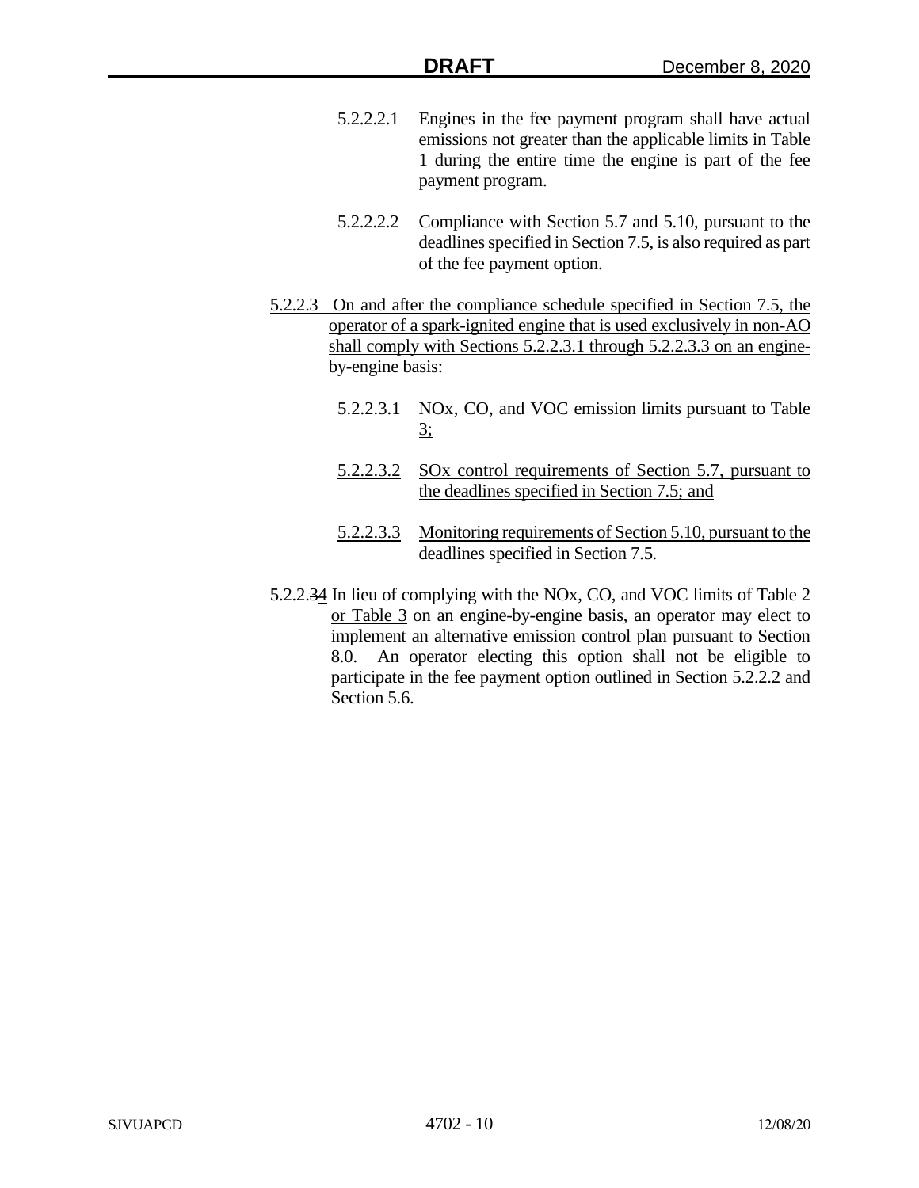5.2.2.2.1 Engines in the fee payment program shall have actual emissions not greater than the applicable limits in Table 1 during the entire time the engine is part of the fee payment program.

5.2.2.2.2 Compliance with Section 5.7 and 5.10, pursuant to the deadlines specified in Section 7.5, is also required as part of the fee payment option.

<u>5.2.2.3 On and after the compliance schedule specified in Section 7.5, the operator of a spark-ignited engine that is used exclusively in non-AO shall comply with Sections 5.2.2.3.1 through 5.2.2.3.3 on an engine-by-engine basis:</u>

<u>5.2.2.3.1 NOx, CO, and VOC emission limits pursuant to Table 3;</u>

<u>5.2.2.3.2 SOx control requirements of Section 5.7, pursuant to the deadlines specified in Section 7.5; and</u>

<u>5.2.2.3.3 Monitoring requirements of Section 5.10, pursuant to the deadlines specified in Section 7.5.</u>

5.2.2.~~3~~<u>4</u> In lieu of complying with the NOx, CO, and VOC limits of Table 2 <u>or Table 3</u> on an engine-by-engine basis, an operator may elect to implement an alternative emission control plan pursuant to Section 8.0. An operator electing this option shall not be eligible to participate in the fee payment option outlined in Section 5.2.2.2 and Section 5.6.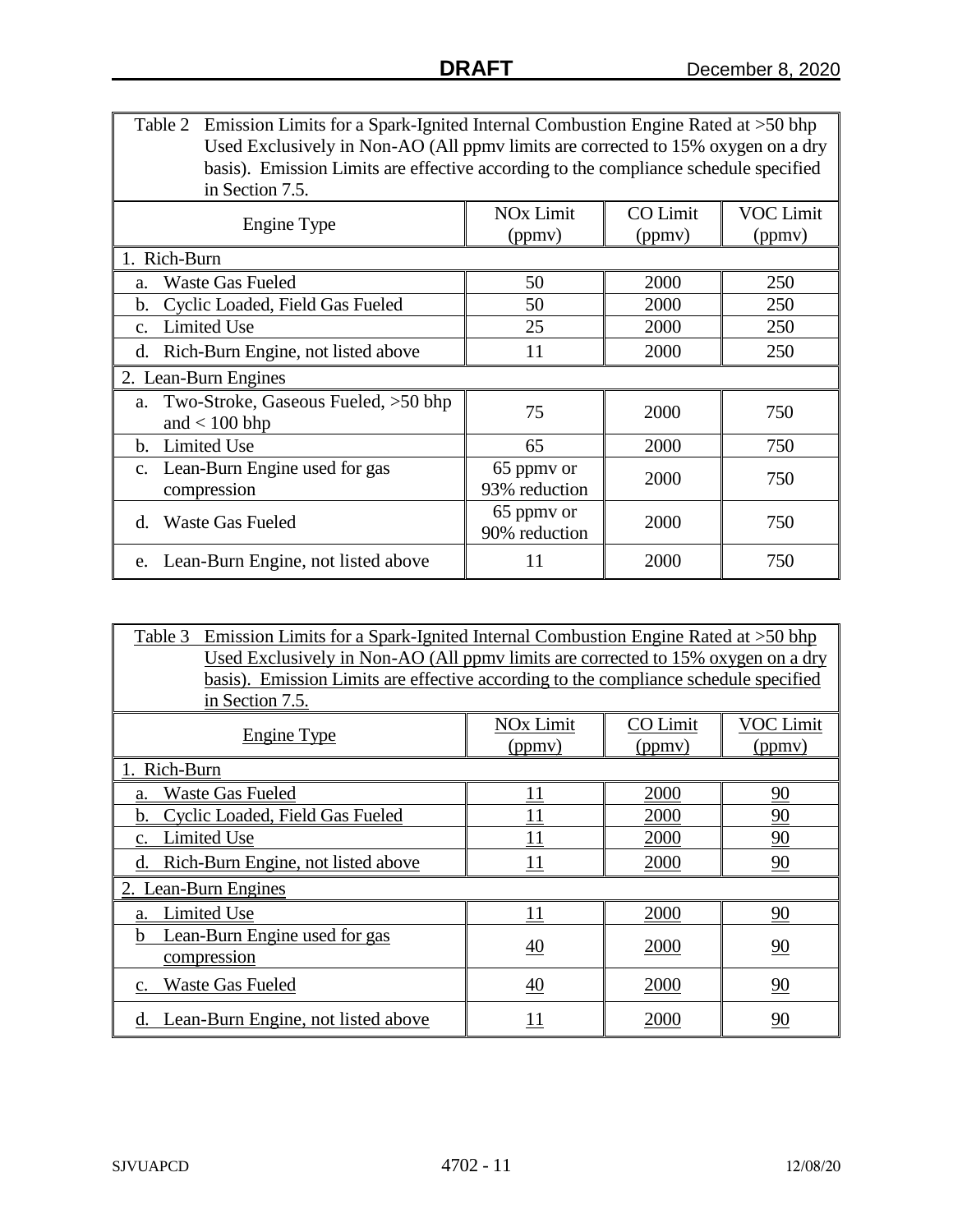| Table 2 Emission Limits for a Spark-Ignited Internal Combustion Engine Rated at >50 bhp Used Exclusively in Non-AO (All ppmv limits are corrected to 15% oxygen on a dry basis). Emission Limits are effective according to the compliance schedule specified in Section 7.5. | | | |
|---|---|---|---|
| Engine Type | NOx Limit (ppmv) | CO Limit (ppmv) | VOC Limit (ppmv) |
| 1. Rich-Burn | | | |
| a. Waste Gas Fueled | 50 | 2000 | 250 |
| b. Cyclic Loaded, Field Gas Fueled | 50 | 2000 | 250 |
| c. Limited Use | 25 | 2000 | 250 |
| d. Rich-Burn Engine, not listed above | 11 | 2000 | 250 |
| 2. Lean-Burn Engines | | | |
| a. Two-Stroke, Gaseous Fueled, >50 bhp and < 100 bhp | 75 | 2000 | 750 |
| b. Limited Use | 65 | 2000 | 750 |
| c. Lean-Burn Engine used for gas compression | 65 ppmv or 93% reduction | 2000 | 750 |
| d. Waste Gas Fueled | 65 ppmv or 90% reduction | 2000 | 750 |
| e. Lean-Burn Engine, not listed above | 11 | 2000 | 750 |

| Table 3 Emission Limits for a Spark-Ignited Internal Combustion Engine Rated at >50 bhp Used Exclusively in Non-AO (All ppmv limits are corrected to 15% oxygen on a dry basis). Emission Limits are effective according to the compliance schedule specified in Section 7.5. | | | |
|---|---|---|---|
| Engine Type | NOx Limit (ppmv) | CO Limit (ppmv) | VOC Limit (ppmv) |
| 1. Rich-Burn | | | |
| a. Waste Gas Fueled | 11 | 2000 | 90 |
| b. Cyclic Loaded, Field Gas Fueled | 11 | 2000 | 90 |
| c. Limited Use | 11 | 2000 | 90 |
| d. Rich-Burn Engine, not listed above | 11 | 2000 | 90 |
| 2. Lean-Burn Engines | | | |
| a. Limited Use | 11 | 2000 | 90 |
| b Lean-Burn Engine used for gas compression | 40 | 2000 | 90 |
| c. Waste Gas Fueled | 40 | 2000 | 90 |
| d. Lean-Burn Engine, not listed above | 11 | 2000 | 90 |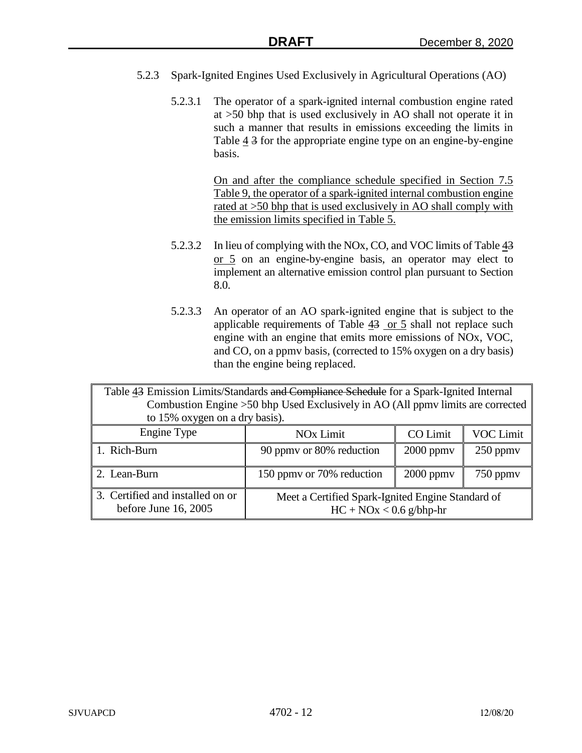5.2.3 Spark-Ignited Engines Used Exclusively in Agricultural Operations (AO)

5.2.3.1 The operator of a spark-ignited internal combustion engine rated at >50 bhp that is used exclusively in AO shall not operate it in such a manner that results in emissions exceeding the limits in Table 4 ~~3~~ for the appropriate engine type on an engine-by-engine basis.

On and after the compliance schedule specified in Section 7.5 Table 9, the operator of a spark-ignited internal combustion engine rated at >50 bhp that is used exclusively in AO shall comply with the emission limits specified in Table 5.

5.2.3.2 In lieu of complying with the NOx, CO, and VOC limits of Table 4~~3~~ or 5 on an engine-by-engine basis, an operator may elect to implement an alternative emission control plan pursuant to Section 8.0.

5.2.3.3 An operator of an AO spark-ignited engine that is subject to the applicable requirements of Table 4~~3~~ or 5 shall not replace such engine with an engine that emits more emissions of NOx, VOC, and CO, on a ppmv basis, (corrected to 15% oxygen on a dry basis) than the engine being replaced.

Table 4~~3~~ Emission Limits/Standards ~~and Compliance Schedule~~ for a Spark-Ignited Internal Combustion Engine >50 bhp Used Exclusively in AO (All ppmv limits are corrected to 15% oxygen on a dry basis).

| Engine Type | NOx Limit | CO Limit | VOC Limit |
|---|---|---|---|
| 1. Rich-Burn | 90 ppmv or 80% reduction | 2000 ppmv | 250 ppmv |
| 2. Lean-Burn | 150 ppmv or 70% reduction | 2000 ppmv | 750 ppmv |
| 3. Certified and installed on or before June 16, 2005 | Meet a Certified Spark-Ignited Engine Standard of HC + NOx < 0.6 g/bhp-hr | | |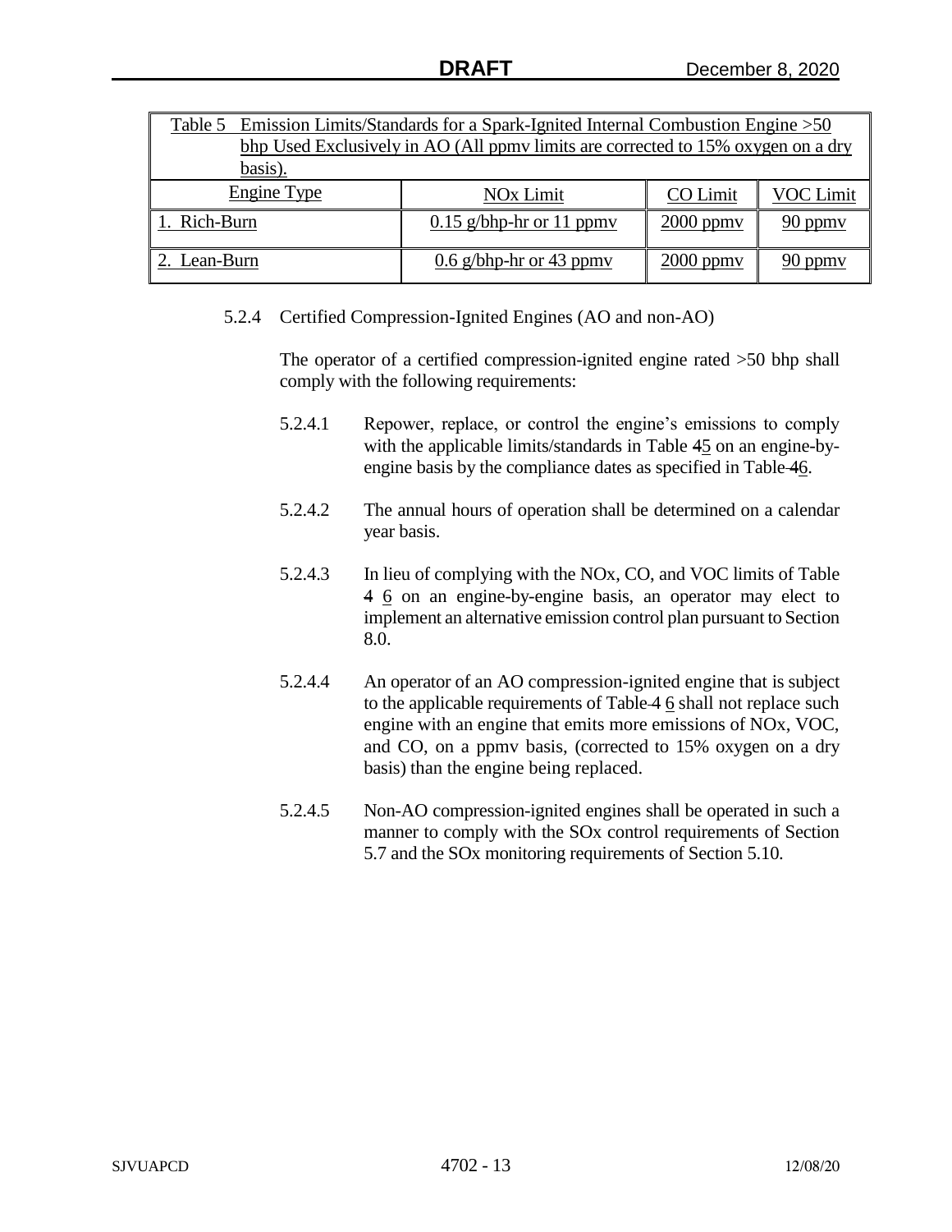| Table 5 Emission Limits/Standards for a Spark-Ignited Internal Combustion Engine >50 bhp Used Exclusively in AO (All ppmv limits are corrected to 15% oxygen on a dry basis). | | | |
|---|---|---|---|
| Engine Type | NOx Limit | CO Limit | VOC Limit |
| 1. Rich-Burn | 0.15 g/bhp-hr or 11 ppmv | 2000 ppmv | 90 ppmv |
| 2. Lean-Burn | 0.6 g/bhp-hr or 43 ppmv | 2000 ppmv | 90 ppmv |

5.2.4 Certified Compression-Ignited Engines (AO and non-AO)

The operator of a certified compression-ignited engine rated >50 bhp shall comply with the following requirements:

5.2.4.1 Repower, replace, or control the engine's emissions to comply with the applicable limits/standards in Table 45 on an engine-by-engine basis by the compliance dates as specified in Table 46.

5.2.4.2 The annual hours of operation shall be determined on a calendar year basis.

5.2.4.3 In lieu of complying with the NOx, CO, and VOC limits of Table 4 6 on an engine-by-engine basis, an operator may elect to implement an alternative emission control plan pursuant to Section 8.0.

5.2.4.4 An operator of an AO compression-ignited engine that is subject to the applicable requirements of Table 4 6 shall not replace such engine with an engine that emits more emissions of NOx, VOC, and CO, on a ppmv basis, (corrected to 15% oxygen on a dry basis) than the engine being replaced.

5.2.4.5 Non-AO compression-ignited engines shall be operated in such a manner to comply with the SOx control requirements of Section 5.7 and the SOx monitoring requirements of Section 5.10.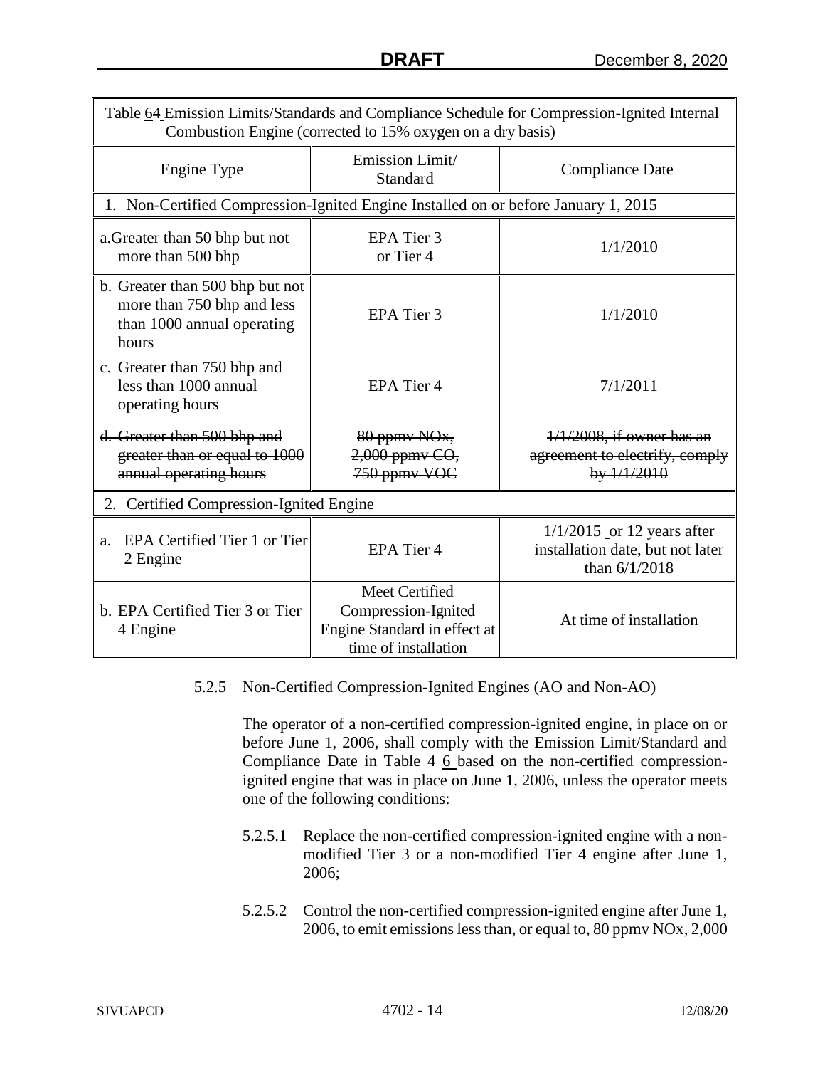| Table 64 Emission Limits/Standards and Compliance Schedule for Compression-Ignited Internal Combustion Engine (corrected to 15% oxygen on a dry basis) | | |
|---|---|---|
| Engine Type | Emission Limit/ Standard | Compliance Date |
| 1. Non-Certified Compression-Ignited Engine Installed on or before January 1, 2015 | | |
| a.Greater than 50 bhp but not more than 500 bhp | EPA Tier 3 or Tier 4 | 1/1/2010 |
| b. Greater than 500 bhp but not more than 750 bhp and less than 1000 annual operating hours | EPA Tier 3 | 1/1/2010 |
| c. Greater than 750 bhp and less than 1000 annual operating hours | EPA Tier 4 | 7/1/2011 |
| ~~d. Greater than 500 bhp and greater than or equal to 1000 annual operating hours~~ | ~~80 ppmv NOx, 2,000 ppmv CO, 750 ppmv VOC~~ | ~~1/1/2008, if owner has an agreement to electrify, comply by 1/1/2010~~ |
| 2. Certified Compression-Ignited Engine | | |
| a. EPA Certified Tier 1 or Tier 2 Engine | EPA Tier 4 | 1/1/2015 or 12 years after installation date, but not later than 6/1/2018 |
| b. EPA Certified Tier 3 or Tier 4 Engine | Meet Certified Compression-Ignited Engine Standard in effect at time of installation | At time of installation |

5.2.5 Non-Certified Compression-Ignited Engines (AO and Non-AO)

The operator of a non-certified compression-ignited engine, in place on or before June 1, 2006, shall comply with the Emission Limit/Standard and Compliance Date in Table ~~4~~ 6 based on the non-certified compression-ignited engine that was in place on June 1, 2006, unless the operator meets one of the following conditions:

5.2.5.1 Replace the non-certified compression-ignited engine with a non-modified Tier 3 or a non-modified Tier 4 engine after June 1, 2006;

5.2.5.2 Control the non-certified compression-ignited engine after June 1, 2006, to emit emissions less than, or equal to, 80 ppmv NOx, 2,000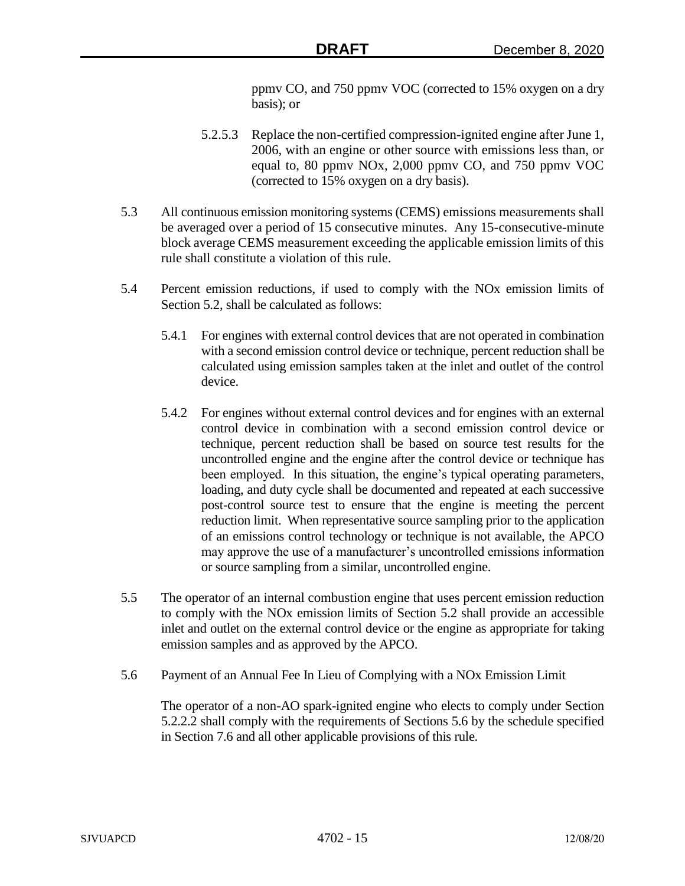ppmv CO, and 750 ppmv VOC (corrected to 15% oxygen on a dry basis); or

5.2.5.3 Replace the non-certified compression-ignited engine after June 1, 2006, with an engine or other source with emissions less than, or equal to, 80 ppmv NOx, 2,000 ppmv CO, and 750 ppmv VOC (corrected to 15% oxygen on a dry basis).

5.3 All continuous emission monitoring systems (CEMS) emissions measurements shall be averaged over a period of 15 consecutive minutes. Any 15-consecutive-minute block average CEMS measurement exceeding the applicable emission limits of this rule shall constitute a violation of this rule.

5.4 Percent emission reductions, if used to comply with the NOx emission limits of Section 5.2, shall be calculated as follows:

5.4.1 For engines with external control devices that are not operated in combination with a second emission control device or technique, percent reduction shall be calculated using emission samples taken at the inlet and outlet of the control device.

5.4.2 For engines without external control devices and for engines with an external control device in combination with a second emission control device or technique, percent reduction shall be based on source test results for the uncontrolled engine and the engine after the control device or technique has been employed. In this situation, the engine's typical operating parameters, loading, and duty cycle shall be documented and repeated at each successive post-control source test to ensure that the engine is meeting the percent reduction limit. When representative source sampling prior to the application of an emissions control technology or technique is not available, the APCO may approve the use of a manufacturer's uncontrolled emissions information or source sampling from a similar, uncontrolled engine.

5.5 The operator of an internal combustion engine that uses percent emission reduction to comply with the NOx emission limits of Section 5.2 shall provide an accessible inlet and outlet on the external control device or the engine as appropriate for taking emission samples and as approved by the APCO.

5.6 Payment of an Annual Fee In Lieu of Complying with a NOx Emission Limit

The operator of a non-AO spark-ignited engine who elects to comply under Section 5.2.2.2 shall comply with the requirements of Sections 5.6 by the schedule specified in Section 7.6 and all other applicable provisions of this rule.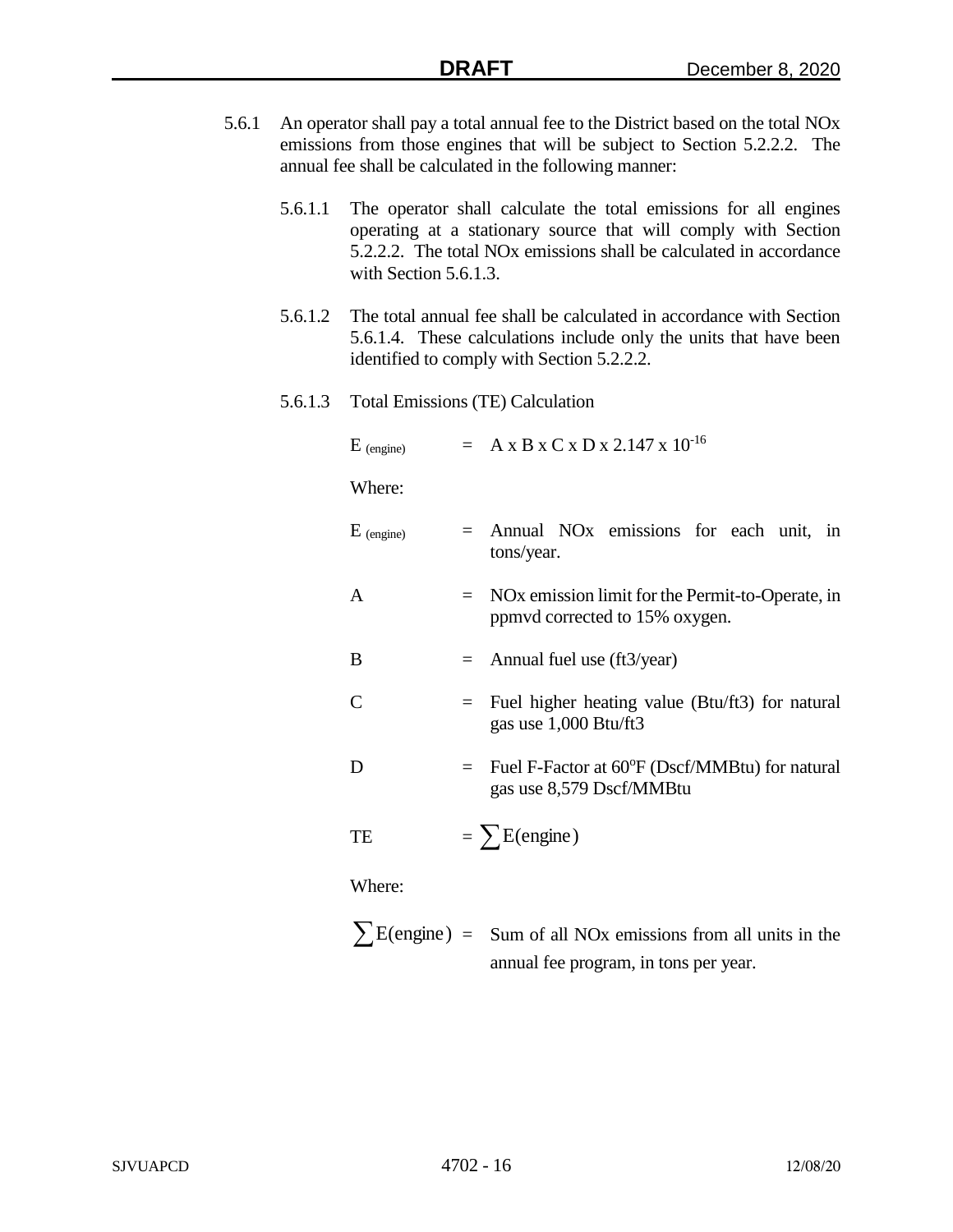5.6.1 An operator shall pay a total annual fee to the District based on the total NOx emissions from those engines that will be subject to Section 5.2.2.2. The annual fee shall be calculated in the following manner:

5.6.1.1 The operator shall calculate the total emissions for all engines operating at a stationary source that will comply with Section 5.2.2.2. The total NOx emissions shall be calculated in accordance with Section 5.6.1.3.

5.6.1.2 The total annual fee shall be calculated in accordance with Section 5.6.1.4. These calculations include only the units that have been identified to comply with Section 5.2.2.2.

5.6.1.3 Total Emissions (TE) Calculation

$$E_{(engine)} = A \times B \times C \times D \times 2.147 \times 10^{-16}$$

Where:

$E_{(engine)}$ = Annual NOx emissions for each unit, in tons/year.

A = NOx emission limit for the Permit-to-Operate, in ppmvd corrected to 15% oxygen.

B = Annual fuel use (ft3/year)

C = Fuel higher heating value (Btu/ft3) for natural gas use 1,000 Btu/ft3

D = Fuel F-Factor at $60^{o}F$ (Dscf/MMBtu) for natural gas use 8,579 Dscf/MMBtu

$$TE = \sum E(\text{engine})$$

Where:

$\sum E(\text{engine})$ = Sum of all NOx emissions from all units in the annual fee program, in tons per year.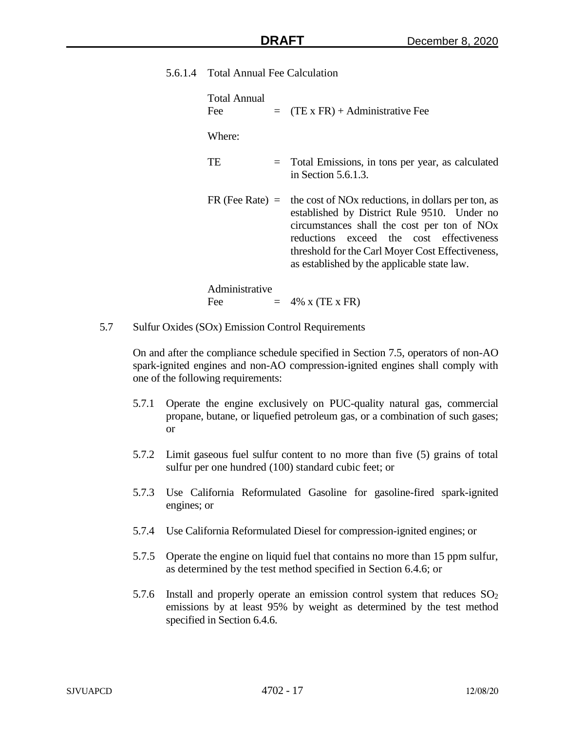5.6.1.4 Total Annual Fee Calculation

Total Annual Fee = (TE x FR) + Administrative Fee

Where:

TE = Total Emissions, in tons per year, as calculated in Section 5.6.1.3.

FR (Fee Rate) = the cost of NOx reductions, in dollars per ton, as established by District Rule 9510. Under no circumstances shall the cost per ton of NOx reductions exceed the cost effectiveness threshold for the Carl Moyer Cost Effectiveness, as established by the applicable state law.

Administrative Fee = 4% x (TE x FR)

5.7 Sulfur Oxides (SOx) Emission Control Requirements

On and after the compliance schedule specified in Section 7.5, operators of non-AO spark-ignited engines and non-AO compression-ignited engines shall comply with one of the following requirements:

5.7.1 Operate the engine exclusively on PUC-quality natural gas, commercial propane, butane, or liquefied petroleum gas, or a combination of such gases; or

5.7.2 Limit gaseous fuel sulfur content to no more than five (5) grains of total sulfur per one hundred (100) standard cubic feet; or

5.7.3 Use California Reformulated Gasoline for gasoline-fired spark-ignited engines; or

5.7.4 Use California Reformulated Diesel for compression-ignited engines; or

5.7.5 Operate the engine on liquid fuel that contains no more than 15 ppm sulfur, as determined by the test method specified in Section 6.4.6; or

5.7.6 Install and properly operate an emission control system that reduces $SO_2$ emissions by at least 95% by weight as determined by the test method specified in Section 6.4.6.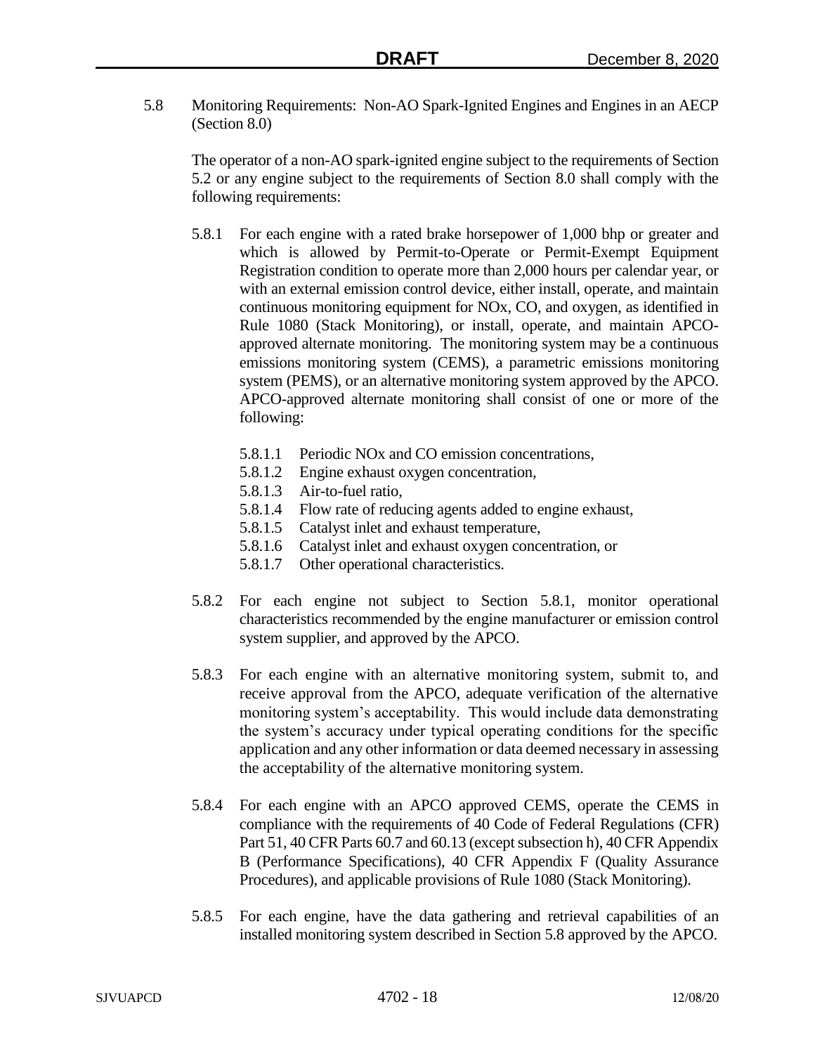5.8 Monitoring Requirements: Non-AO Spark-Ignited Engines and Engines in an AECP (Section 8.0)

The operator of a non-AO spark-ignited engine subject to the requirements of Section 5.2 or any engine subject to the requirements of Section 8.0 shall comply with the following requirements:

5.8.1 For each engine with a rated brake horsepower of 1,000 bhp or greater and which is allowed by Permit-to-Operate or Permit-Exempt Equipment Registration condition to operate more than 2,000 hours per calendar year, or with an external emission control device, either install, operate, and maintain continuous monitoring equipment for NOx, CO, and oxygen, as identified in Rule 1080 (Stack Monitoring), or install, operate, and maintain APCO-approved alternate monitoring. The monitoring system may be a continuous emissions monitoring system (CEMS), a parametric emissions monitoring system (PEMS), or an alternative monitoring system approved by the APCO. APCO-approved alternate monitoring shall consist of one or more of the following:

- 5.8.1.1 Periodic NOx and CO emission concentrations,
- 5.8.1.2 Engine exhaust oxygen concentration,
- 5.8.1.3 Air-to-fuel ratio,
- 5.8.1.4 Flow rate of reducing agents added to engine exhaust,
- 5.8.1.5 Catalyst inlet and exhaust temperature,
- 5.8.1.6 Catalyst inlet and exhaust oxygen concentration, or
- 5.8.1.7 Other operational characteristics.

5.8.2 For each engine not subject to Section 5.8.1, monitor operational characteristics recommended by the engine manufacturer or emission control system supplier, and approved by the APCO.

5.8.3 For each engine with an alternative monitoring system, submit to, and receive approval from the APCO, adequate verification of the alternative monitoring system's acceptability. This would include data demonstrating the system's accuracy under typical operating conditions for the specific application and any other information or data deemed necessary in assessing the acceptability of the alternative monitoring system.

5.8.4 For each engine with an APCO approved CEMS, operate the CEMS in compliance with the requirements of 40 Code of Federal Regulations (CFR) Part 51, 40 CFR Parts 60.7 and 60.13 (except subsection h), 40 CFR Appendix B (Performance Specifications), 40 CFR Appendix F (Quality Assurance Procedures), and applicable provisions of Rule 1080 (Stack Monitoring).

5.8.5 For each engine, have the data gathering and retrieval capabilities of an installed monitoring system described in Section 5.8 approved by the APCO.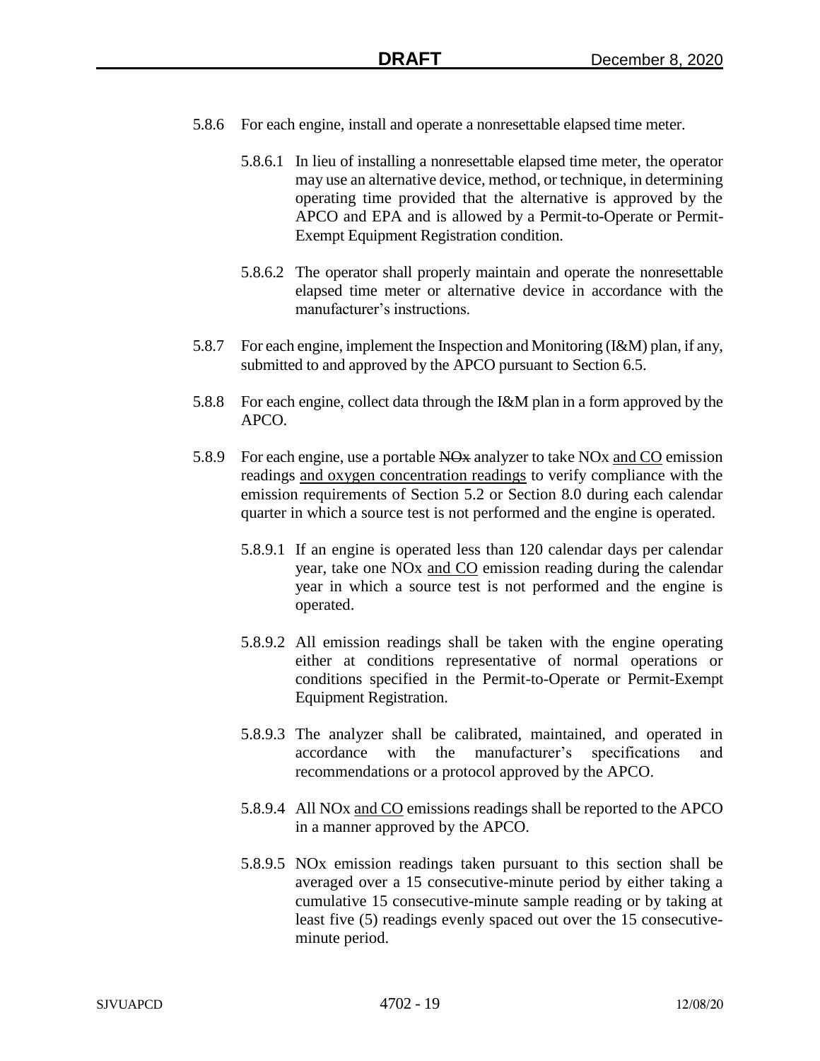5.8.6 For each engine, install and operate a nonresettable elapsed time meter.

5.8.6.1 In lieu of installing a nonresettable elapsed time meter, the operator may use an alternative device, method, or technique, in determining operating time provided that the alternative is approved by the APCO and EPA and is allowed by a Permit-to-Operate or Permit-Exempt Equipment Registration condition.

5.8.6.2 The operator shall properly maintain and operate the nonresettable elapsed time meter or alternative device in accordance with the manufacturer's instructions.

5.8.7 For each engine, implement the Inspection and Monitoring (I&M) plan, if any, submitted to and approved by the APCO pursuant to Section 6.5.

5.8.8 For each engine, collect data through the I&M plan in a form approved by the APCO.

5.8.9 For each engine, use a portable ~~NOx~~ analyzer to take NOx <u>and CO</u> emission readings <u>and oxygen concentration readings</u> to verify compliance with the emission requirements of Section 5.2 or Section 8.0 during each calendar quarter in which a source test is not performed and the engine is operated.

5.8.9.1 If an engine is operated less than 120 calendar days per calendar year, take one NOx <u>and CO</u> emission reading during the calendar year in which a source test is not performed and the engine is operated.

5.8.9.2 All emission readings shall be taken with the engine operating either at conditions representative of normal operations or conditions specified in the Permit-to-Operate or Permit-Exempt Equipment Registration.

5.8.9.3 The analyzer shall be calibrated, maintained, and operated in accordance with the manufacturer's specifications and recommendations or a protocol approved by the APCO.

5.8.9.4 All NOx <u>and CO</u> emissions readings shall be reported to the APCO in a manner approved by the APCO.

5.8.9.5 NOx emission readings taken pursuant to this section shall be averaged over a 15 consecutive-minute period by either taking a cumulative 15 consecutive-minute sample reading or by taking at least five (5) readings evenly spaced out over the 15 consecutive-minute period.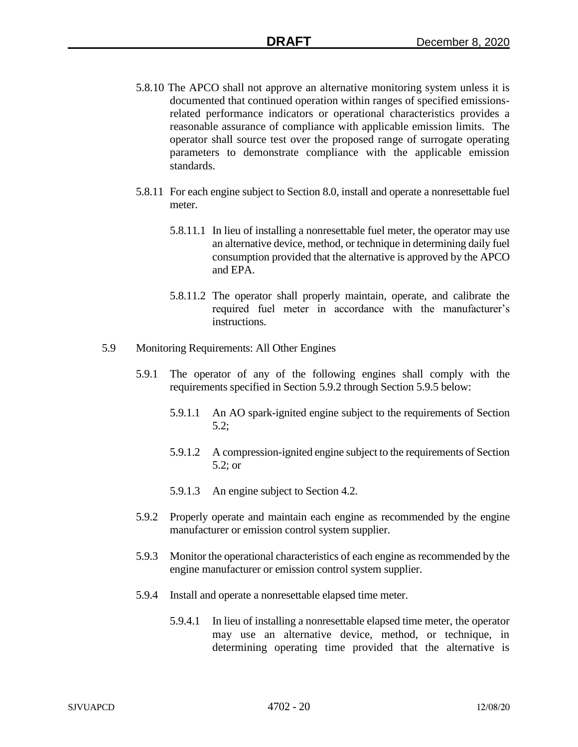5.8.10 The APCO shall not approve an alternative monitoring system unless it is documented that continued operation within ranges of specified emissions-related performance indicators or operational characteristics provides a reasonable assurance of compliance with applicable emission limits. The operator shall source test over the proposed range of surrogate operating parameters to demonstrate compliance with the applicable emission standards.

5.8.11 For each engine subject to Section 8.0, install and operate a nonresettable fuel meter.

5.8.11.1 In lieu of installing a nonresettable fuel meter, the operator may use an alternative device, method, or technique in determining daily fuel consumption provided that the alternative is approved by the APCO and EPA.

5.8.11.2 The operator shall properly maintain, operate, and calibrate the required fuel meter in accordance with the manufacturer's instructions.

5.9 Monitoring Requirements: All Other Engines

5.9.1 The operator of any of the following engines shall comply with the requirements specified in Section 5.9.2 through Section 5.9.5 below:

5.9.1.1 An AO spark-ignited engine subject to the requirements of Section 5.2;

5.9.1.2 A compression-ignited engine subject to the requirements of Section 5.2; or

5.9.1.3 An engine subject to Section 4.2.

5.9.2 Properly operate and maintain each engine as recommended by the engine manufacturer or emission control system supplier.

5.9.3 Monitor the operational characteristics of each engine as recommended by the engine manufacturer or emission control system supplier.

5.9.4 Install and operate a nonresettable elapsed time meter.

5.9.4.1 In lieu of installing a nonresettable elapsed time meter, the operator may use an alternative device, method, or technique, in determining operating time provided that the alternative is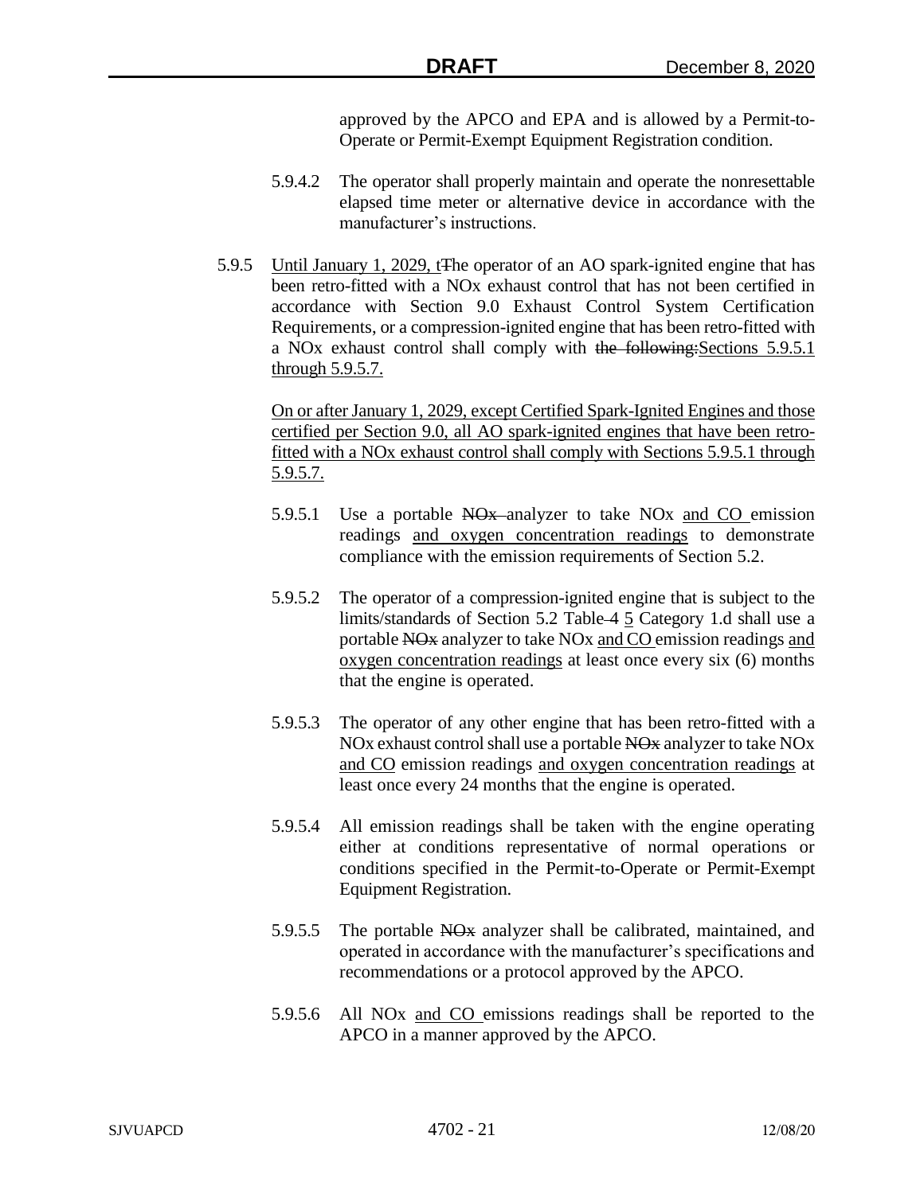approved by the APCO and EPA and is allowed by a Permit-to-Operate or Permit-Exempt Equipment Registration condition.

5.9.4.2 The operator shall properly maintain and operate the nonresettable elapsed time meter or alternative device in accordance with the manufacturer's instructions.

5.9.5 <u>Until January 1, 2029, t</u>~~T~~he operator of an AO spark-ignited engine that has been retro-fitted with a NOx exhaust control that has not been certified in accordance with Section 9.0 Exhaust Control System Certification Requirements, or a compression-ignited engine that has been retro-fitted with a NOx exhaust control shall comply with ~~the following:~~<u>Sections 5.9.5.1 through 5.9.5.7.</u>

<u>On or after January 1, 2029, except Certified Spark-Ignited Engines and those certified per Section 9.0, all AO spark-ignited engines that have been retro-fitted with a NOx exhaust control shall comply with Sections 5.9.5.1 through 5.9.5.7.</u>

5.9.5.1 Use a portable ~~NOx~~ analyzer to take NOx <u>and CO</u> emission readings <u>and oxygen concentration readings</u> to demonstrate compliance with the emission requirements of Section 5.2.

5.9.5.2 The operator of a compression-ignited engine that is subject to the limits/standards of Section 5.2 Table ~~4~~ <u>5</u> Category 1.d shall use a portable ~~NOx~~ analyzer to take NOx <u>and CO</u> emission readings <u>and oxygen concentration readings</u> at least once every six (6) months that the engine is operated.

5.9.5.3 The operator of any other engine that has been retro-fitted with a NOx exhaust control shall use a portable ~~NOx~~ analyzer to take NOx <u>and CO</u> emission readings <u>and oxygen concentration readings</u> at least once every 24 months that the engine is operated.

5.9.5.4 All emission readings shall be taken with the engine operating either at conditions representative of normal operations or conditions specified in the Permit-to-Operate or Permit-Exempt Equipment Registration.

5.9.5.5 The portable ~~NOx~~ analyzer shall be calibrated, maintained, and operated in accordance with the manufacturer's specifications and recommendations or a protocol approved by the APCO.

5.9.5.6 All NOx <u>and CO</u> emissions readings shall be reported to the APCO in a manner approved by the APCO.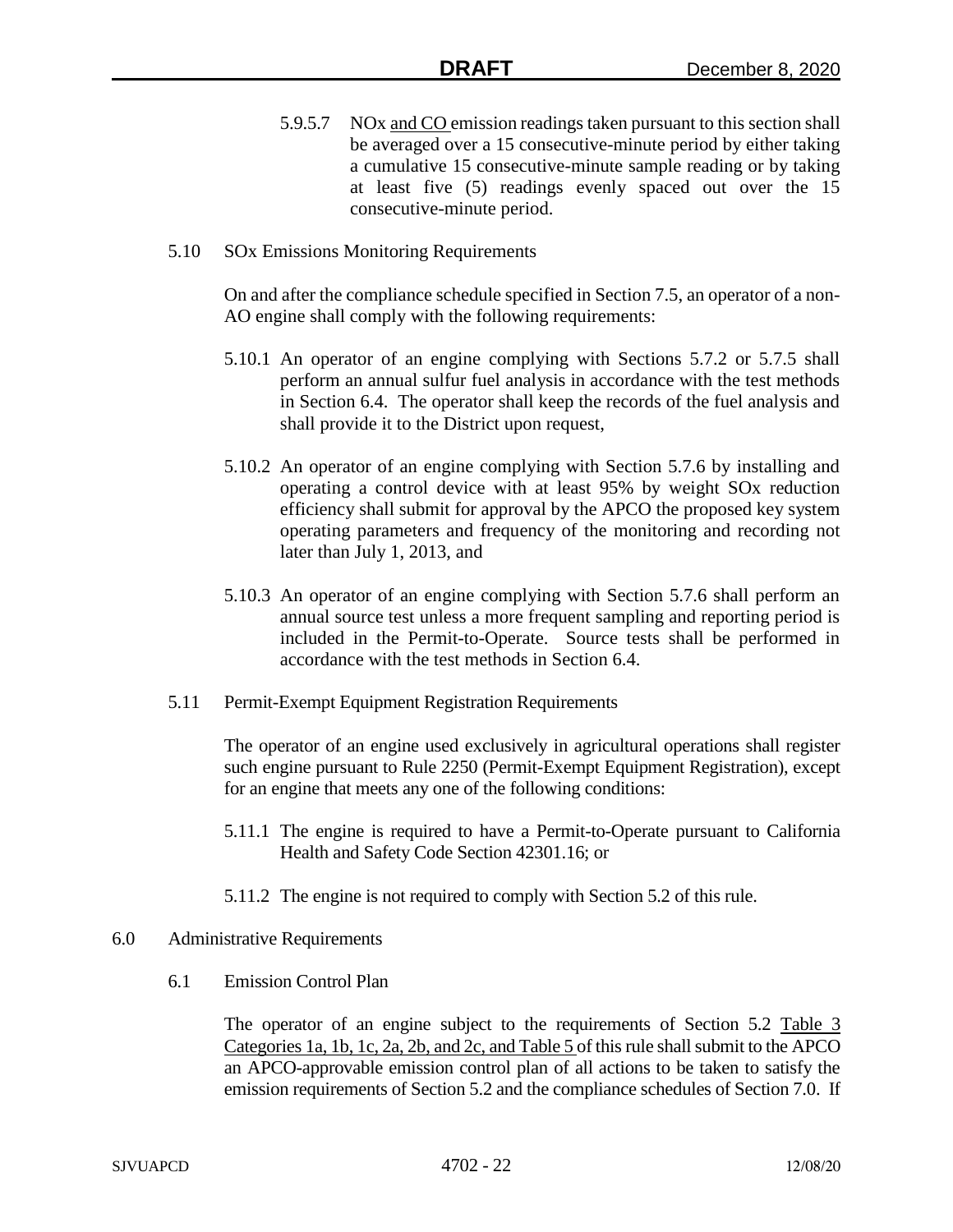5.9.5.7 NOx and CO emission readings taken pursuant to this section shall be averaged over a 15 consecutive-minute period by either taking a cumulative 15 consecutive-minute sample reading or by taking at least five (5) readings evenly spaced out over the 15 consecutive-minute period.

5.10 SOx Emissions Monitoring Requirements

On and after the compliance schedule specified in Section 7.5, an operator of a non-AO engine shall comply with the following requirements:

5.10.1 An operator of an engine complying with Sections 5.7.2 or 5.7.5 shall perform an annual sulfur fuel analysis in accordance with the test methods in Section 6.4. The operator shall keep the records of the fuel analysis and shall provide it to the District upon request,

5.10.2 An operator of an engine complying with Section 5.7.6 by installing and operating a control device with at least 95% by weight SOx reduction efficiency shall submit for approval by the APCO the proposed key system operating parameters and frequency of the monitoring and recording not later than July 1, 2013, and

5.10.3 An operator of an engine complying with Section 5.7.6 shall perform an annual source test unless a more frequent sampling and reporting period is included in the Permit-to-Operate. Source tests shall be performed in accordance with the test methods in Section 6.4.

5.11 Permit-Exempt Equipment Registration Requirements

The operator of an engine used exclusively in agricultural operations shall register such engine pursuant to Rule 2250 (Permit-Exempt Equipment Registration), except for an engine that meets any one of the following conditions:

5.11.1 The engine is required to have a Permit-to-Operate pursuant to California Health and Safety Code Section 42301.16; or

5.11.2 The engine is not required to comply with Section 5.2 of this rule.

6.0 Administrative Requirements

6.1 Emission Control Plan

The operator of an engine subject to the requirements of Section 5.2 Table 3 Categories 1a, 1b, 1c, 2a, 2b, and 2c, and Table 5 of this rule shall submit to the APCO an APCO-approvable emission control plan of all actions to be taken to satisfy the emission requirements of Section 5.2 and the compliance schedules of Section 7.0. If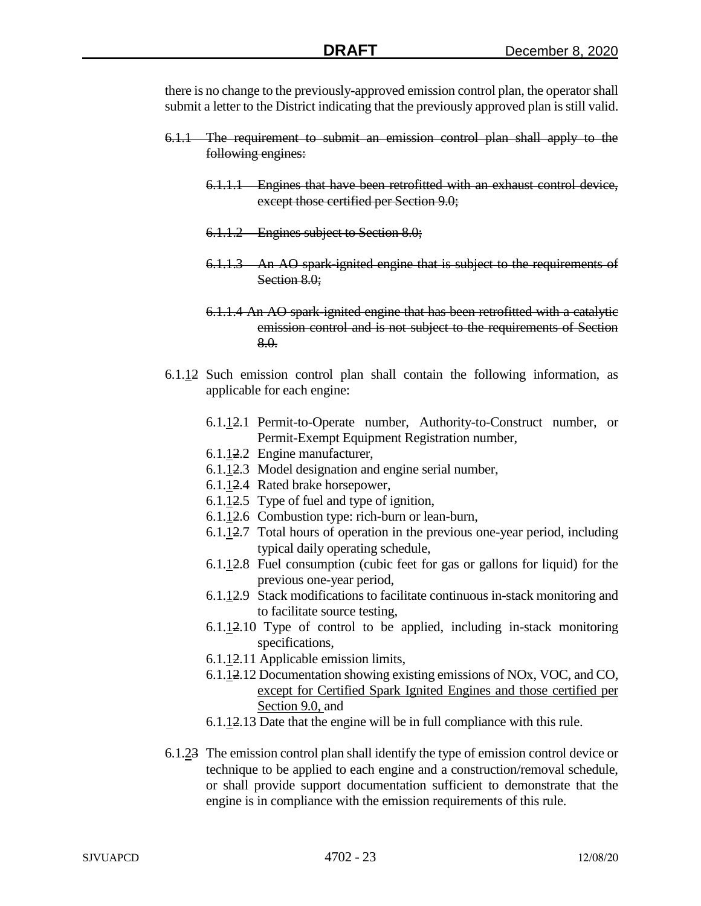there is no change to the previously-approved emission control plan, the operator shall submit a letter to the District indicating that the previously approved plan is still valid.

~~6.1.1 The requirement to submit an emission control plan shall apply to the following engines:~~

~~6.1.1.1 Engines that have been retrofitted with an exhaust control device, except those certified per Section 9.0;~~

~~6.1.1.2 Engines subject to Section 8.0;~~

~~6.1.1.3 An AO spark-ignited engine that is subject to the requirements of Section 8.0;~~

~~6.1.1.4 An AO spark-ignited engine that has been retrofitted with a catalytic emission control and is not subject to the requirements of Section 8.0.~~

6.1.<u>1</u>~~2~~ Such emission control plan shall contain the following information, as applicable for each engine:

6.1.<u>1</u>~~2~~.1 Permit-to-Operate number, Authority-to-Construct number, or Permit-Exempt Equipment Registration number,
6.1.<u>1</u>~~2~~.2 Engine manufacturer,
6.1.<u>1</u>~~2~~.3 Model designation and engine serial number,
6.1.<u>1</u>~~2~~.4 Rated brake horsepower,
6.1.<u>1</u>~~2~~.5 Type of fuel and type of ignition,
6.1.<u>1</u>~~2~~.6 Combustion type: rich-burn or lean-burn,
6.1.<u>1</u>~~2~~.7 Total hours of operation in the previous one-year period, including typical daily operating schedule,
6.1.<u>1</u>~~2~~.8 Fuel consumption (cubic feet for gas or gallons for liquid) for the previous one-year period,
6.1.<u>1</u>~~2~~.9 Stack modifications to facilitate continuous in-stack monitoring and to facilitate source testing,
6.1.<u>1</u>~~2~~.10 Type of control to be applied, including in-stack monitoring specifications,
6.1.<u>1</u>~~2~~.11 Applicable emission limits,
6.1.<u>1</u>~~2~~.12 Documentation showing existing emissions of NOx, VOC, and CO, <u>except for Certified Spark Ignited Engines and those certified per Section 9.0,</u> and
6.1.<u>1</u>~~2~~.13 Date that the engine will be in full compliance with this rule.

6.1.<u>2</u>~~3~~ The emission control plan shall identify the type of emission control device or technique to be applied to each engine and a construction/removal schedule, or shall provide support documentation sufficient to demonstrate that the engine is in compliance with the emission requirements of this rule.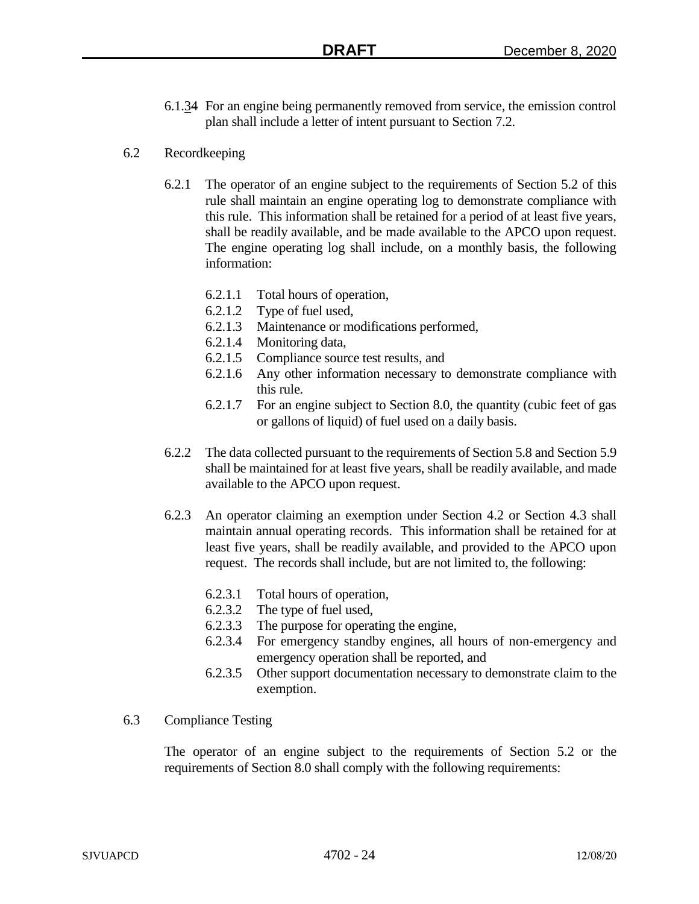6.1.34 For an engine being permanently removed from service, the emission control plan shall include a letter of intent pursuant to Section 7.2.

6.2 Recordkeeping

6.2.1 The operator of an engine subject to the requirements of Section 5.2 of this rule shall maintain an engine operating log to demonstrate compliance with this rule. This information shall be retained for a period of at least five years, shall be readily available, and be made available to the APCO upon request. The engine operating log shall include, on a monthly basis, the following information:

6.2.1.1 Total hours of operation,
6.2.1.2 Type of fuel used,
6.2.1.3 Maintenance or modifications performed,
6.2.1.4 Monitoring data,
6.2.1.5 Compliance source test results, and
6.2.1.6 Any other information necessary to demonstrate compliance with this rule.
6.2.1.7 For an engine subject to Section 8.0, the quantity (cubic feet of gas or gallons of liquid) of fuel used on a daily basis.

6.2.2 The data collected pursuant to the requirements of Section 5.8 and Section 5.9 shall be maintained for at least five years, shall be readily available, and made available to the APCO upon request.

6.2.3 An operator claiming an exemption under Section 4.2 or Section 4.3 shall maintain annual operating records. This information shall be retained for at least five years, shall be readily available, and provided to the APCO upon request. The records shall include, but are not limited to, the following:

6.2.3.1 Total hours of operation,
6.2.3.2 The type of fuel used,
6.2.3.3 The purpose for operating the engine,
6.2.3.4 For emergency standby engines, all hours of non-emergency and emergency operation shall be reported, and
6.2.3.5 Other support documentation necessary to demonstrate claim to the exemption.

6.3 Compliance Testing

The operator of an engine subject to the requirements of Section 5.2 or the requirements of Section 8.0 shall comply with the following requirements: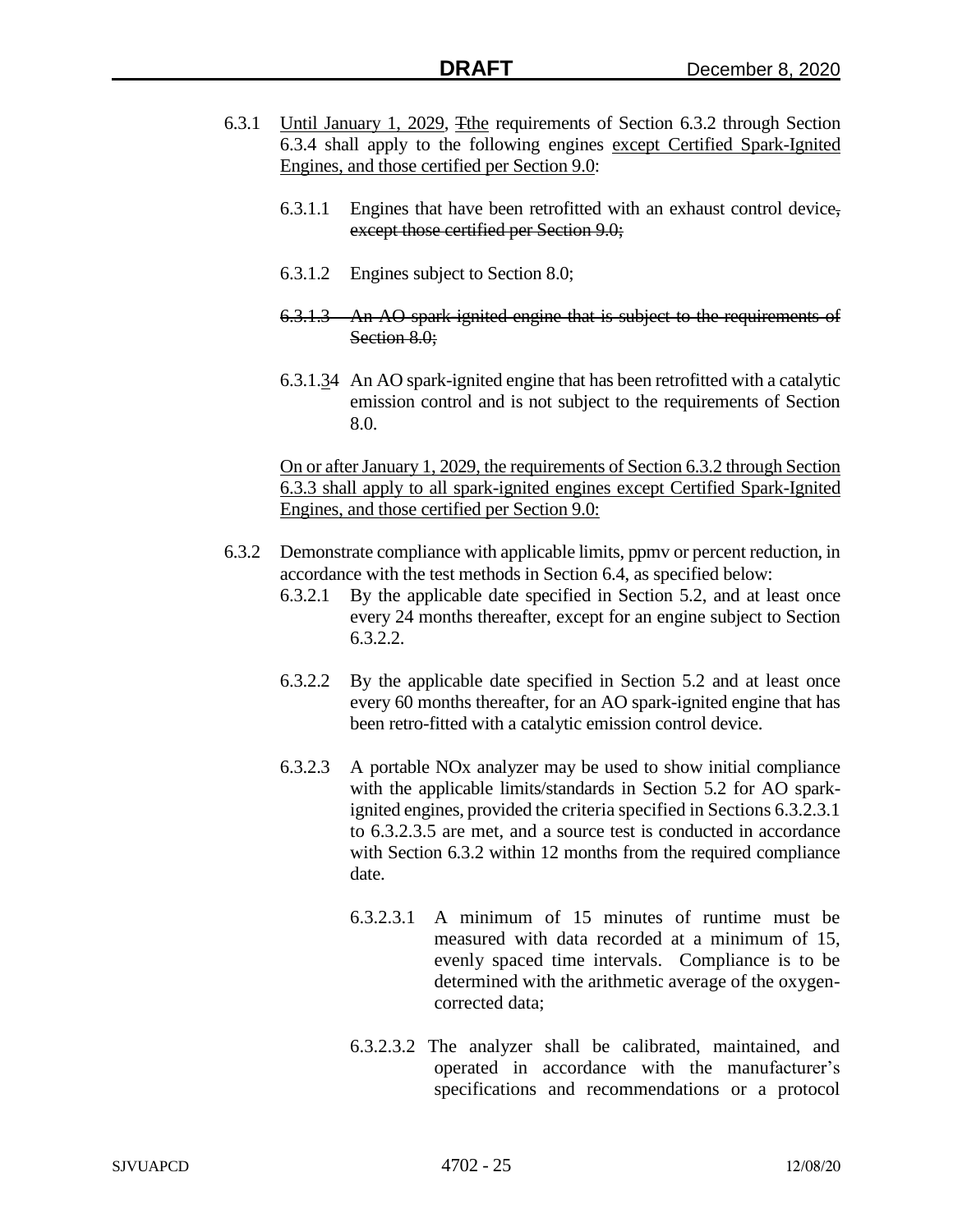6.3.1 <u>Until January 1, 2029,</u> ~~T~~<u>the</u> requirements of Section 6.3.2 through Section 6.3.4 shall apply to the following engines <u>except Certified Spark-Ignited Engines, and those certified per Section 9.0</u>:

6.3.1.1 Engines that have been retrofitted with an exhaust control device~~, except those certified per Section 9.0;~~

6.3.1.2 Engines subject to Section 8.0;

~~6.3.1.3 An AO spark-ignited engine that is subject to the requirements of Section 8.0;~~

6.3.1.<u>3</u>~~4~~ An AO spark-ignited engine that has been retrofitted with a catalytic emission control and is not subject to the requirements of Section 8.0.

<u>On or after January 1, 2029, the requirements of Section 6.3.2 through Section 6.3.3 shall apply to all spark-ignited engines except Certified Spark-Ignited Engines, and those certified per Section 9.0:</u>

6.3.2 Demonstrate compliance with applicable limits, ppmv or percent reduction, in accordance with the test methods in Section 6.4, as specified below:

6.3.2.1 By the applicable date specified in Section 5.2, and at least once every 24 months thereafter, except for an engine subject to Section 6.3.2.2.

6.3.2.2 By the applicable date specified in Section 5.2 and at least once every 60 months thereafter, for an AO spark-ignited engine that has been retro-fitted with a catalytic emission control device.

6.3.2.3 A portable NOx analyzer may be used to show initial compliance with the applicable limits/standards in Section 5.2 for AO spark-ignited engines, provided the criteria specified in Sections 6.3.2.3.1 to 6.3.2.3.5 are met, and a source test is conducted in accordance with Section 6.3.2 within 12 months from the required compliance date.

6.3.2.3.1 A minimum of 15 minutes of runtime must be measured with data recorded at a minimum of 15, evenly spaced time intervals. Compliance is to be determined with the arithmetic average of the oxygen-corrected data;

6.3.2.3.2 The analyzer shall be calibrated, maintained, and operated in accordance with the manufacturer's specifications and recommendations or a protocol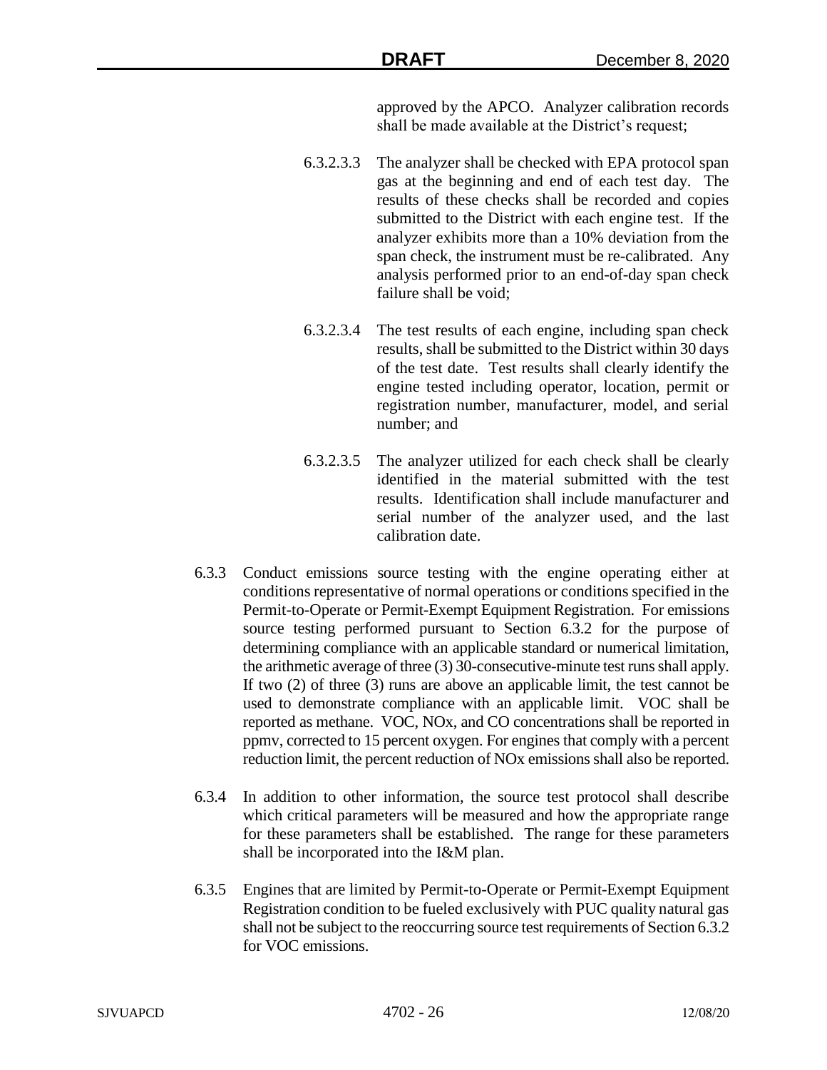approved by the APCO. Analyzer calibration records shall be made available at the District's request;

6.3.2.3.3 The analyzer shall be checked with EPA protocol span gas at the beginning and end of each test day. The results of these checks shall be recorded and copies submitted to the District with each engine test. If the analyzer exhibits more than a 10% deviation from the span check, the instrument must be re-calibrated. Any analysis performed prior to an end-of-day span check failure shall be void;

6.3.2.3.4 The test results of each engine, including span check results, shall be submitted to the District within 30 days of the test date. Test results shall clearly identify the engine tested including operator, location, permit or registration number, manufacturer, model, and serial number; and

6.3.2.3.5 The analyzer utilized for each check shall be clearly identified in the material submitted with the test results. Identification shall include manufacturer and serial number of the analyzer used, and the last calibration date.

6.3.3 Conduct emissions source testing with the engine operating either at conditions representative of normal operations or conditions specified in the Permit-to-Operate or Permit-Exempt Equipment Registration. For emissions source testing performed pursuant to Section 6.3.2 for the purpose of determining compliance with an applicable standard or numerical limitation, the arithmetic average of three (3) 30-consecutive-minute test runs shall apply. If two (2) of three (3) runs are above an applicable limit, the test cannot be used to demonstrate compliance with an applicable limit. VOC shall be reported as methane. VOC, NOx, and CO concentrations shall be reported in ppmv, corrected to 15 percent oxygen. For engines that comply with a percent reduction limit, the percent reduction of NOx emissions shall also be reported.

6.3.4 In addition to other information, the source test protocol shall describe which critical parameters will be measured and how the appropriate range for these parameters shall be established. The range for these parameters shall be incorporated into the I&M plan.

6.3.5 Engines that are limited by Permit-to-Operate or Permit-Exempt Equipment Registration condition to be fueled exclusively with PUC quality natural gas shall not be subject to the reoccurring source test requirements of Section 6.3.2 for VOC emissions.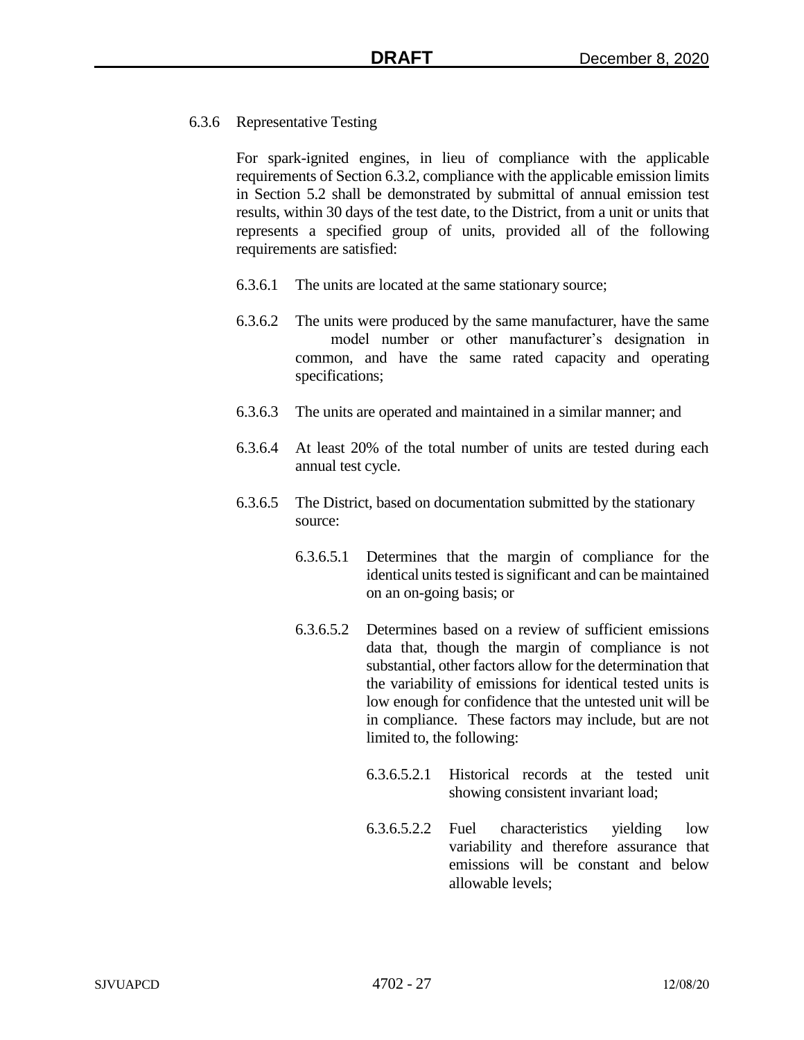6.3.6 Representative Testing

For spark-ignited engines, in lieu of compliance with the applicable requirements of Section 6.3.2, compliance with the applicable emission limits in Section 5.2 shall be demonstrated by submittal of annual emission test results, within 30 days of the test date, to the District, from a unit or units that represents a specified group of units, provided all of the following requirements are satisfied:

6.3.6.1 The units are located at the same stationary source;

6.3.6.2 The units were produced by the same manufacturer, have the same model number or other manufacturer's designation in common, and have the same rated capacity and operating specifications;

6.3.6.3 The units are operated and maintained in a similar manner; and

6.3.6.4 At least 20% of the total number of units are tested during each annual test cycle.

6.3.6.5 The District, based on documentation submitted by the stationary source:

6.3.6.5.1 Determines that the margin of compliance for the identical units tested is significant and can be maintained on an on-going basis; or

6.3.6.5.2 Determines based on a review of sufficient emissions data that, though the margin of compliance is not substantial, other factors allow for the determination that the variability of emissions for identical tested units is low enough for confidence that the untested unit will be in compliance. These factors may include, but are not limited to, the following:

6.3.6.5.2.1 Historical records at the tested unit showing consistent invariant load;

6.3.6.5.2.2 Fuel characteristics yielding low variability and therefore assurance that emissions will be constant and below allowable levels;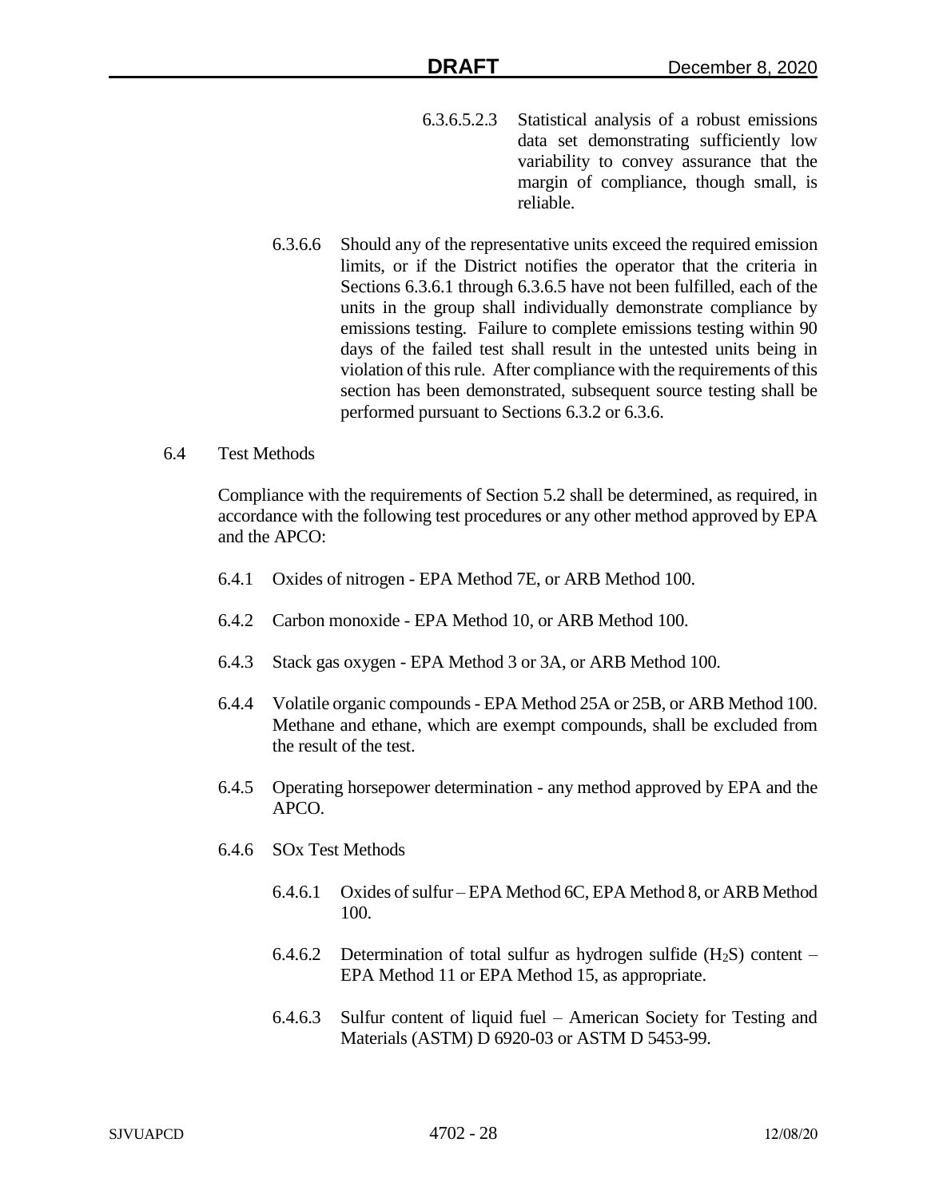6.3.6.5.2.3 Statistical analysis of a robust emissions data set demonstrating sufficiently low variability to convey assurance that the margin of compliance, though small, is reliable.

6.3.6.6 Should any of the representative units exceed the required emission limits, or if the District notifies the operator that the criteria in Sections 6.3.6.1 through 6.3.6.5 have not been fulfilled, each of the units in the group shall individually demonstrate compliance by emissions testing. Failure to complete emissions testing within 90 days of the failed test shall result in the untested units being in violation of this rule. After compliance with the requirements of this section has been demonstrated, subsequent source testing shall be performed pursuant to Sections 6.3.2 or 6.3.6.

6.4 Test Methods

Compliance with the requirements of Section 5.2 shall be determined, as required, in accordance with the following test procedures or any other method approved by EPA and the APCO:

6.4.1 Oxides of nitrogen - EPA Method 7E, or ARB Method 100.

6.4.2 Carbon monoxide - EPA Method 10, or ARB Method 100.

6.4.3 Stack gas oxygen - EPA Method 3 or 3A, or ARB Method 100.

6.4.4 Volatile organic compounds - EPA Method 25A or 25B, or ARB Method 100. Methane and ethane, which are exempt compounds, shall be excluded from the result of the test.

6.4.5 Operating horsepower determination - any method approved by EPA and the APCO.

6.4.6 SOx Test Methods

6.4.6.1 Oxides of sulfur – EPA Method 6C, EPA Method 8, or ARB Method 100.

6.4.6.2 Determination of total sulfur as hydrogen sulfide ($H_2S$) content – EPA Method 11 or EPA Method 15, as appropriate.

6.4.6.3 Sulfur content of liquid fuel – American Society for Testing and Materials (ASTM) D 6920-03 or ASTM D 5453-99.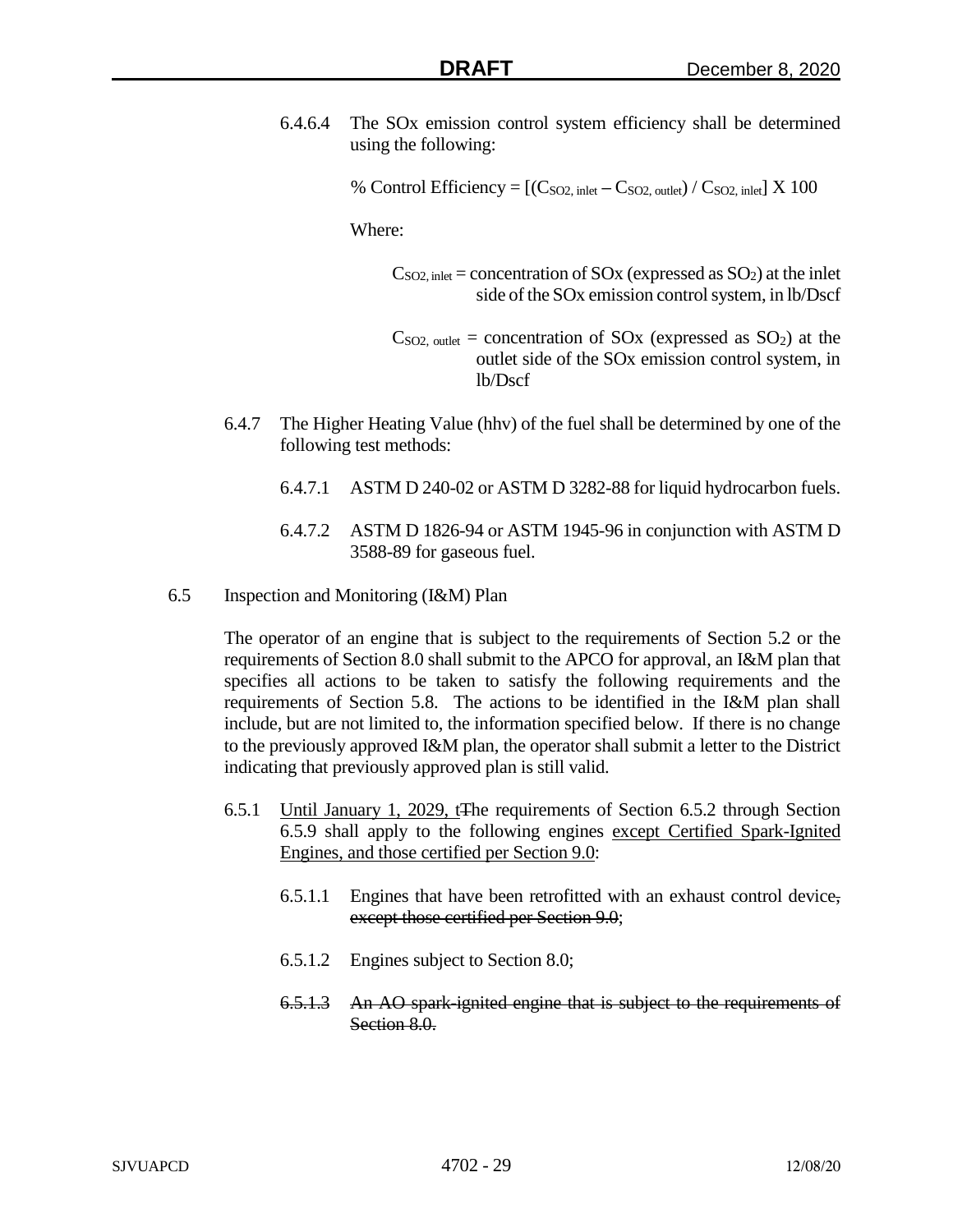6.4.6.4 The SOx emission control system efficiency shall be determined using the following:

$$\% \text{ Control Efficiency} = [(C_{SO2, inlet} - C_{SO2, outlet}) / C_{SO2, inlet}] \times 100$$

Where:

$C_{SO2, inlet}$ = concentration of SOx (expressed as $SO_2$) at the inlet side of the SOx emission control system, in lb/Dscf

$C_{SO2, outlet}$ = concentration of SOx (expressed as $SO_2$) at the outlet side of the SOx emission control system, in lb/Dscf

6.4.7 The Higher Heating Value (hhv) of the fuel shall be determined by one of the following test methods:

6.4.7.1 ASTM D 240-02 or ASTM D 3282-88 for liquid hydrocarbon fuels.

6.4.7.2 ASTM D 1826-94 or ASTM 1945-96 in conjunction with ASTM D 3588-89 for gaseous fuel.

6.5 Inspection and Monitoring (I&M) Plan

The operator of an engine that is subject to the requirements of Section 5.2 or the requirements of Section 8.0 shall submit to the APCO for approval, an I&M plan that specifies all actions to be taken to satisfy the following requirements and the requirements of Section 5.8. The actions to be identified in the I&M plan shall include, but are not limited to, the information specified below. If there is no change to the previously approved I&M plan, the operator shall submit a letter to the District indicating that previously approved plan is still valid.

6.5.1 <u>Until January 1, 2029, t</u>~~T~~he requirements of Section 6.5.2 through Section 6.5.9 shall apply to the following engines <u>except Certified Spark-Ignited Engines, and those certified per Section 9.0</u>:

6.5.1.1 Engines that have been retrofitted with an exhaust control device~~, except those certified per Section 9.0~~;

6.5.1.2 Engines subject to Section 8.0;

~~6.5.1.3 An AO spark-ignited engine that is subject to the requirements of Section 8.0.~~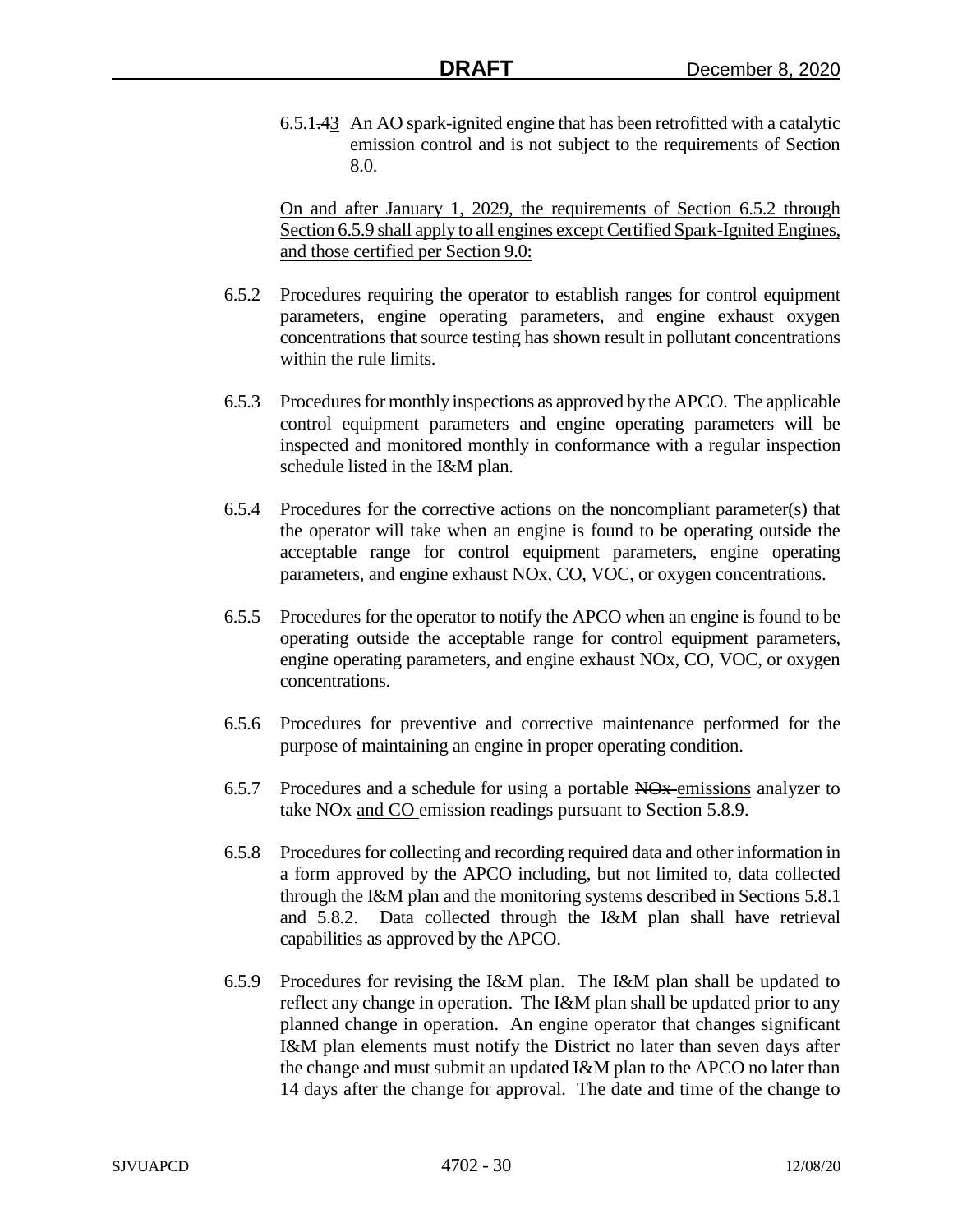6.5.1.~~4~~3 An AO spark-ignited engine that has been retrofitted with a catalytic emission control and is not subject to the requirements of Section 8.0.

On and after January 1, 2029, the requirements of Section 6.5.2 through Section 6.5.9 shall apply to all engines except Certified Spark-Ignited Engines, and those certified per Section 9.0:

6.5.2 Procedures requiring the operator to establish ranges for control equipment parameters, engine operating parameters, and engine exhaust oxygen concentrations that source testing has shown result in pollutant concentrations within the rule limits.

6.5.3 Procedures for monthly inspections as approved by the APCO. The applicable control equipment parameters and engine operating parameters will be inspected and monitored monthly in conformance with a regular inspection schedule listed in the I&M plan.

6.5.4 Procedures for the corrective actions on the noncompliant parameter(s) that the operator will take when an engine is found to be operating outside the acceptable range for control equipment parameters, engine operating parameters, and engine exhaust NOx, CO, VOC, or oxygen concentrations.

6.5.5 Procedures for the operator to notify the APCO when an engine is found to be operating outside the acceptable range for control equipment parameters, engine operating parameters, and engine exhaust NOx, CO, VOC, or oxygen concentrations.

6.5.6 Procedures for preventive and corrective maintenance performed for the purpose of maintaining an engine in proper operating condition.

6.5.7 Procedures and a schedule for using a portable ~~NOx~~ emissions analyzer to take NOx and CO emission readings pursuant to Section 5.8.9.

6.5.8 Procedures for collecting and recording required data and other information in a form approved by the APCO including, but not limited to, data collected through the I&M plan and the monitoring systems described in Sections 5.8.1 and 5.8.2. Data collected through the I&M plan shall have retrieval capabilities as approved by the APCO.

6.5.9 Procedures for revising the I&M plan. The I&M plan shall be updated to reflect any change in operation. The I&M plan shall be updated prior to any planned change in operation. An engine operator that changes significant I&M plan elements must notify the District no later than seven days after the change and must submit an updated I&M plan to the APCO no later than 14 days after the change for approval. The date and time of the change to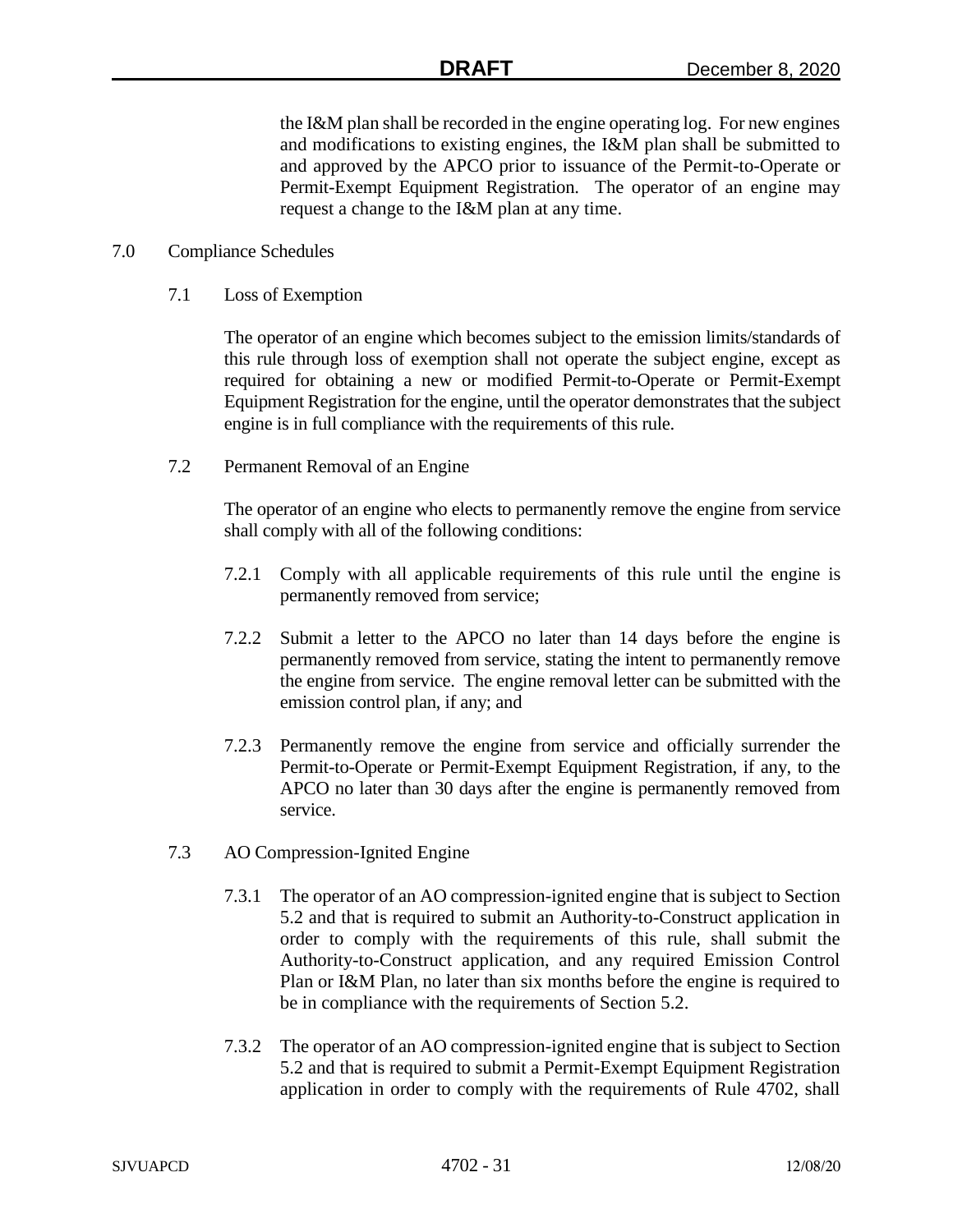the I&M plan shall be recorded in the engine operating log. For new engines and modifications to existing engines, the I&M plan shall be submitted to and approved by the APCO prior to issuance of the Permit-to-Operate or Permit-Exempt Equipment Registration. The operator of an engine may request a change to the I&M plan at any time.

## 7.0 Compliance Schedules

### 7.1 Loss of Exemption

The operator of an engine which becomes subject to the emission limits/standards of this rule through loss of exemption shall not operate the subject engine, except as required for obtaining a new or modified Permit-to-Operate or Permit-Exempt Equipment Registration for the engine, until the operator demonstrates that the subject engine is in full compliance with the requirements of this rule.

### 7.2 Permanent Removal of an Engine

The operator of an engine who elects to permanently remove the engine from service shall comply with all of the following conditions:

7.2.1 Comply with all applicable requirements of this rule until the engine is permanently removed from service;

7.2.2 Submit a letter to the APCO no later than 14 days before the engine is permanently removed from service, stating the intent to permanently remove the engine from service. The engine removal letter can be submitted with the emission control plan, if any; and

7.2.3 Permanently remove the engine from service and officially surrender the Permit-to-Operate or Permit-Exempt Equipment Registration, if any, to the APCO no later than 30 days after the engine is permanently removed from service.

### 7.3 AO Compression-Ignited Engine

7.3.1 The operator of an AO compression-ignited engine that is subject to Section 5.2 and that is required to submit an Authority-to-Construct application in order to comply with the requirements of this rule, shall submit the Authority-to-Construct application, and any required Emission Control Plan or I&M Plan, no later than six months before the engine is required to be in compliance with the requirements of Section 5.2.

7.3.2 The operator of an AO compression-ignited engine that is subject to Section 5.2 and that is required to submit a Permit-Exempt Equipment Registration application in order to comply with the requirements of Rule 4702, shall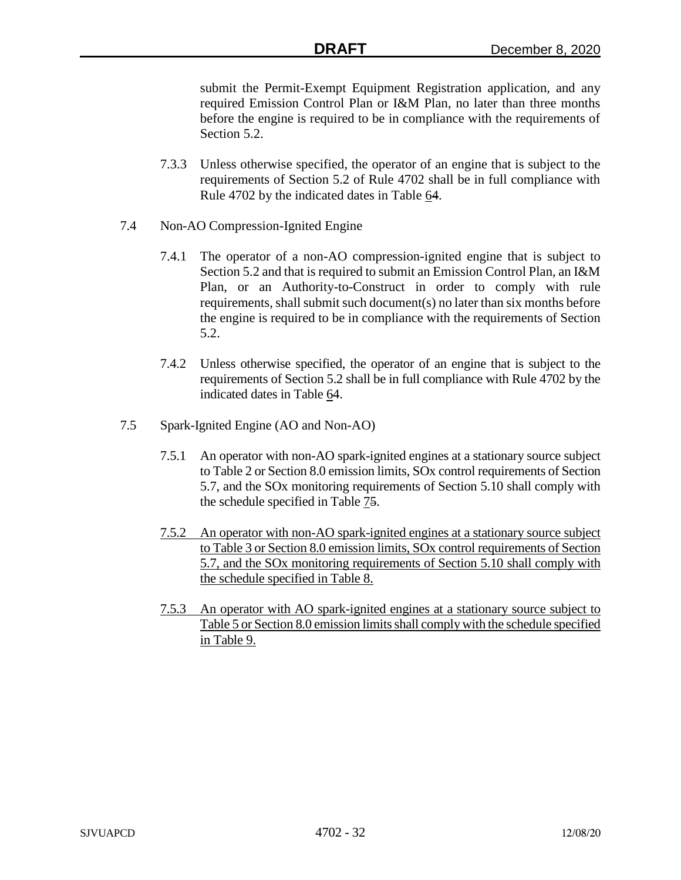submit the Permit-Exempt Equipment Registration application, and any required Emission Control Plan or I&M Plan, no later than three months before the engine is required to be in compliance with the requirements of Section 5.2.

7.3.3 Unless otherwise specified, the operator of an engine that is subject to the requirements of Section 5.2 of Rule 4702 shall be in full compliance with Rule 4702 by the indicated dates in Table 64.

7.4 Non-AO Compression-Ignited Engine

7.4.1 The operator of a non-AO compression-ignited engine that is subject to Section 5.2 and that is required to submit an Emission Control Plan, an I&M Plan, or an Authority-to-Construct in order to comply with rule requirements, shall submit such document(s) no later than six months before the engine is required to be in compliance with the requirements of Section 5.2.

7.4.2 Unless otherwise specified, the operator of an engine that is subject to the requirements of Section 5.2 shall be in full compliance with Rule 4702 by the indicated dates in Table 64.

7.5 Spark-Ignited Engine (AO and Non-AO)

7.5.1 An operator with non-AO spark-ignited engines at a stationary source subject to Table 2 or Section 8.0 emission limits, SOx control requirements of Section 5.7, and the SOx monitoring requirements of Section 5.10 shall comply with the schedule specified in Table 75.

7.5.2 An operator with non-AO spark-ignited engines at a stationary source subject to Table 3 or Section 8.0 emission limits, SOx control requirements of Section 5.7, and the SOx monitoring requirements of Section 5.10 shall comply with the schedule specified in Table 8.

7.5.3 An operator with AO spark-ignited engines at a stationary source subject to Table 5 or Section 8.0 emission limits shall comply with the schedule specified in Table 9.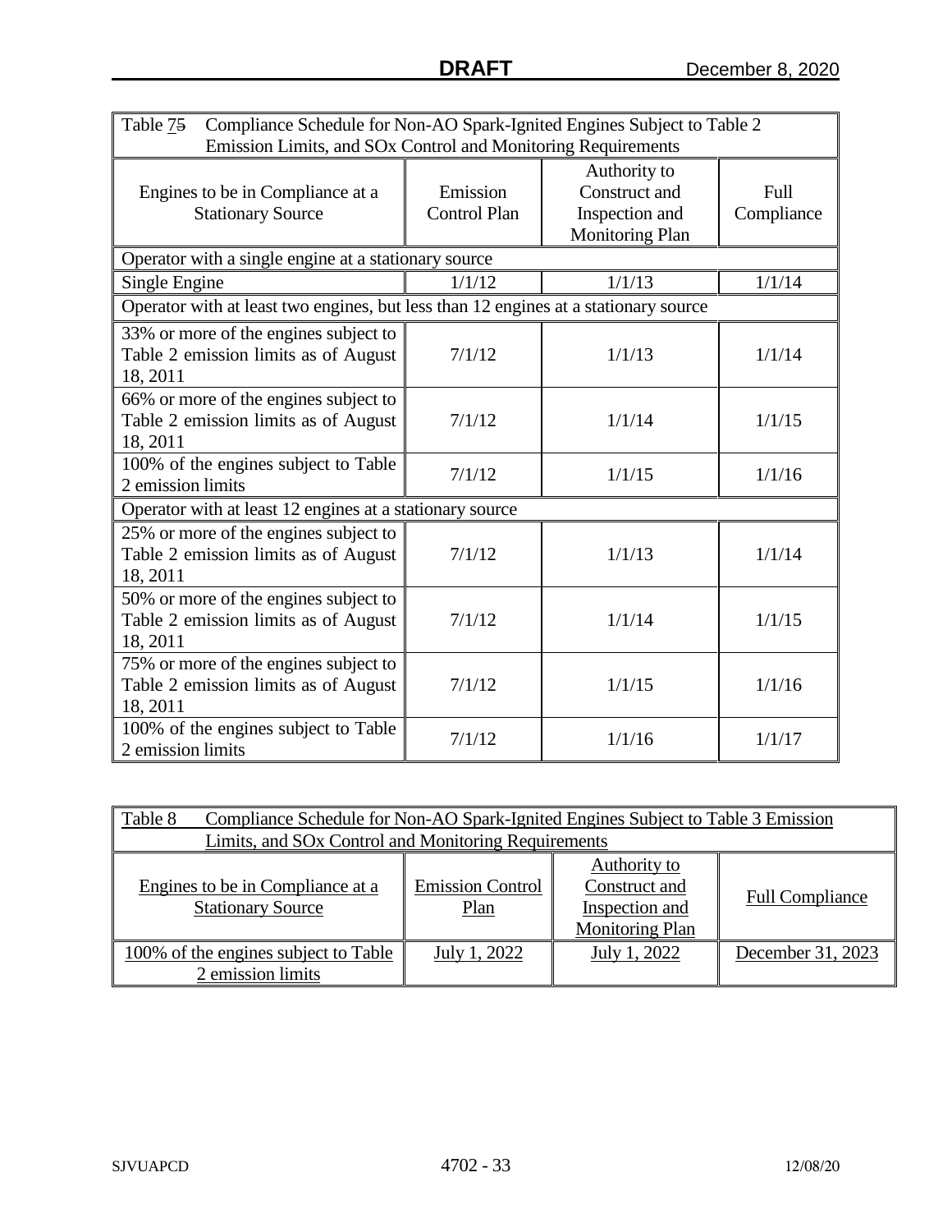| Table 75 Compliance Schedule for Non-AO Spark-Ignited Engines Subject to Table 2 Emission Limits, and SOx Control and Monitoring Requirements | | | |
|---|---|---|---|
| Engines to be in Compliance at a Stationary Source | Emission Control Plan | Authority to Construct and Inspection and Monitoring Plan | Full Compliance |
| Operator with a single engine at a stationary source | | | |
| Single Engine | 1/1/12 | 1/1/13 | 1/1/14 |
| Operator with at least two engines, but less than 12 engines at a stationary source | | | |
| 33% or more of the engines subject to Table 2 emission limits as of August 18, 2011 | 7/1/12 | 1/1/13 | 1/1/14 |
| 66% or more of the engines subject to Table 2 emission limits as of August 18, 2011 | 7/1/12 | 1/1/14 | 1/1/15 |
| 100% of the engines subject to Table 2 emission limits | 7/1/12 | 1/1/15 | 1/1/16 |
| Operator with at least 12 engines at a stationary source | | | |
| 25% or more of the engines subject to Table 2 emission limits as of August 18, 2011 | 7/1/12 | 1/1/13 | 1/1/14 |
| 50% or more of the engines subject to Table 2 emission limits as of August 18, 2011 | 7/1/12 | 1/1/14 | 1/1/15 |
| 75% or more of the engines subject to Table 2 emission limits as of August 18, 2011 | 7/1/12 | 1/1/15 | 1/1/16 |
| 100% of the engines subject to Table 2 emission limits | 7/1/12 | 1/1/16 | 1/1/17 |

| Table 8 Compliance Schedule for Non-AO Spark-Ignited Engines Subject to Table 3 Emission Limits, and SOx Control and Monitoring Requirements | | | |
|---|---|---|---|
| Engines to be in Compliance at a Stationary Source | Emission Control Plan | Authority to Construct and Inspection and Monitoring Plan | Full Compliance |
| 100% of the engines subject to Table 2 emission limits | July 1, 2022 | July 1, 2022 | December 31, 2023 |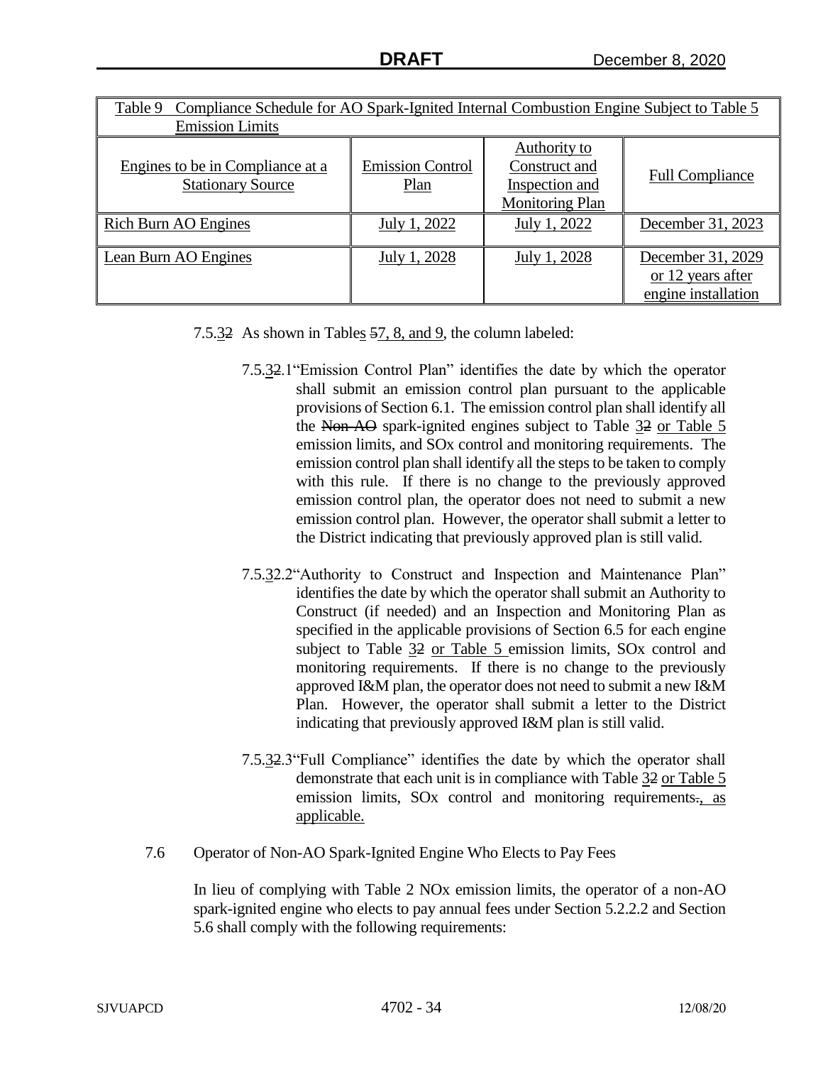| Table 9 Compliance Schedule for AO Spark-Ignited Internal Combustion Engine Subject to Table 5 Emission Limits | | | |
|---|---|---|---|
| Engines to be in Compliance at a Stationary Source | Emission Control Plan | Authority to Construct and Inspection and Monitoring Plan | Full Compliance |
| Rich Burn AO Engines | July 1, 2022 | July 1, 2022 | December 31, 2023 |
| Lean Burn AO Engines | July 1, 2028 | July 1, 2028 | December 31, 2029 or 12 years after engine installation |

7.5.32 As shown in Tables 57, 8, and 9, the column labeled:

7.5.32.1 "Emission Control Plan" identifies the date by which the operator shall submit an emission control plan pursuant to the applicable provisions of Section 6.1. The emission control plan shall identify all the Non-AO spark-ignited engines subject to Table 32 or Table 5 emission limits, and SOx control and monitoring requirements. The emission control plan shall identify all the steps to be taken to comply with this rule. If there is no change to the previously approved emission control plan, the operator does not need to submit a new emission control plan. However, the operator shall submit a letter to the District indicating that previously approved plan is still valid.

7.5.32.2 "Authority to Construct and Inspection and Maintenance Plan" identifies the date by which the operator shall submit an Authority to Construct (if needed) and an Inspection and Monitoring Plan as specified in the applicable provisions of Section 6.5 for each engine subject to Table 32 or Table 5 emission limits, SOx control and monitoring requirements. If there is no change to the previously approved I&M plan, the operator does not need to submit a new I&M Plan. However, the operator shall submit a letter to the District indicating that previously approved I&M plan is still valid.

7.5.32.3 "Full Compliance" identifies the date by which the operator shall demonstrate that each unit is in compliance with Table 32 or Table 5 emission limits, SOx control and monitoring requirements., as applicable.

7.6 Operator of Non-AO Spark-Ignited Engine Who Elects to Pay Fees

In lieu of complying with Table 2 NOx emission limits, the operator of a non-AO spark-ignited engine who elects to pay annual fees under Section 5.2.2.2 and Section 5.6 shall comply with the following requirements: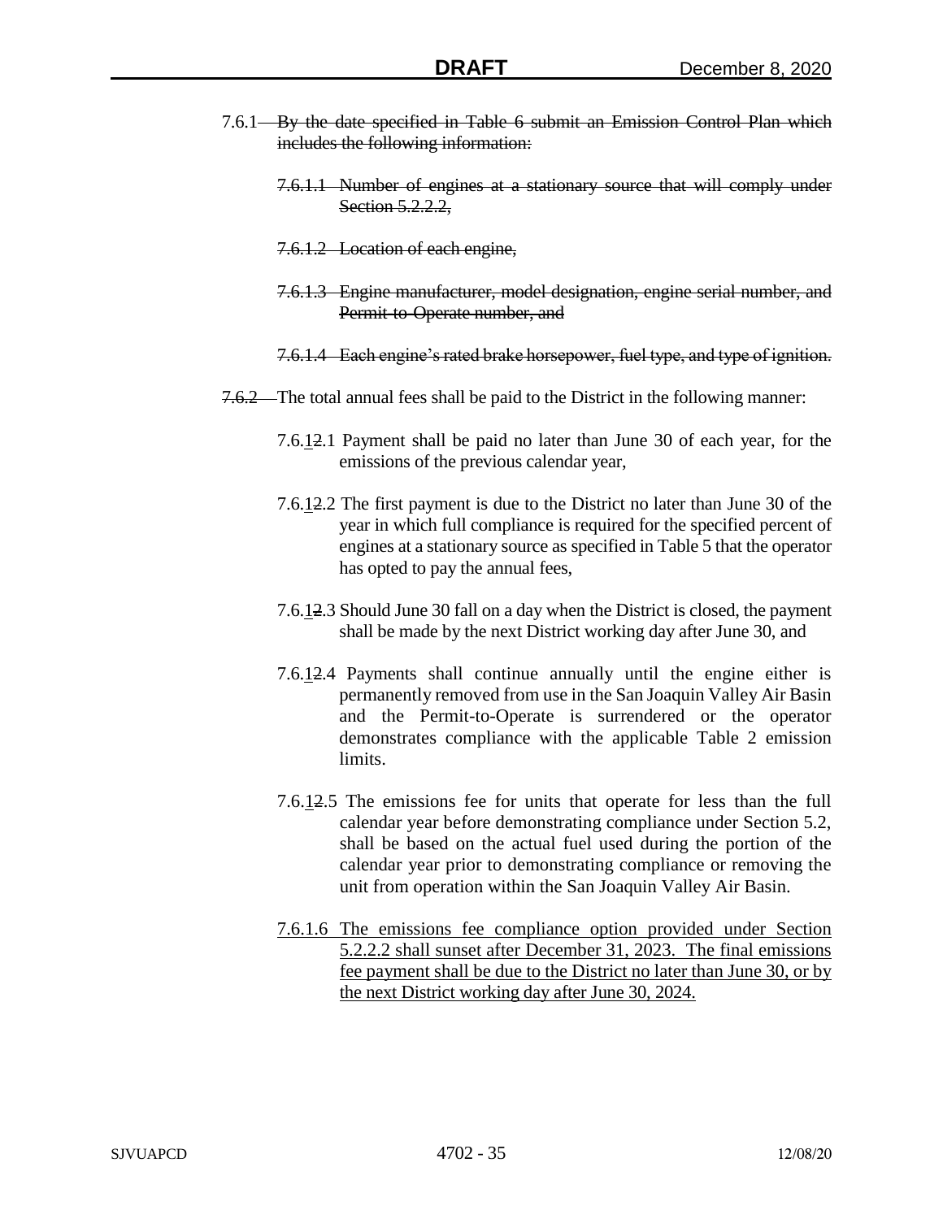7.6.1 ~~By the date specified in Table 6 submit an Emission Control Plan which includes the following information:~~

~~7.6.1.1 Number of engines at a stationary source that will comply under Section 5.2.2.2,~~

~~7.6.1.2 Location of each engine,~~

~~7.6.1.3 Engine manufacturer, model designation, engine serial number, and Permit-to-Operate number, and~~

~~7.6.1.4 Each engine's rated brake horsepower, fuel type, and type of ignition.~~

~~7.6.2~~ The total annual fees shall be paid to the District in the following manner:

7.6.<u>1</u>~~2~~.1 Payment shall be paid no later than June 30 of each year, for the emissions of the previous calendar year,

7.6.<u>1</u>~~2~~.2 The first payment is due to the District no later than June 30 of the year in which full compliance is required for the specified percent of engines at a stationary source as specified in Table 5 that the operator has opted to pay the annual fees,

7.6.<u>1</u>~~2~~.3 Should June 30 fall on a day when the District is closed, the payment shall be made by the next District working day after June 30, and

7.6.<u>1</u>~~2~~.4 Payments shall continue annually until the engine either is permanently removed from use in the San Joaquin Valley Air Basin and the Permit-to-Operate is surrendered or the operator demonstrates compliance with the applicable Table 2 emission limits.

7.6.<u>1</u>~~2~~.5 The emissions fee for units that operate for less than the full calendar year before demonstrating compliance under Section 5.2, shall be based on the actual fuel used during the portion of the calendar year prior to demonstrating compliance or removing the unit from operation within the San Joaquin Valley Air Basin.

<u>7.6.1.6 The emissions fee compliance option provided under Section 5.2.2.2 shall sunset after December 31, 2023. The final emissions fee payment shall be due to the District no later than June 30, or by the next District working day after June 30, 2024.</u>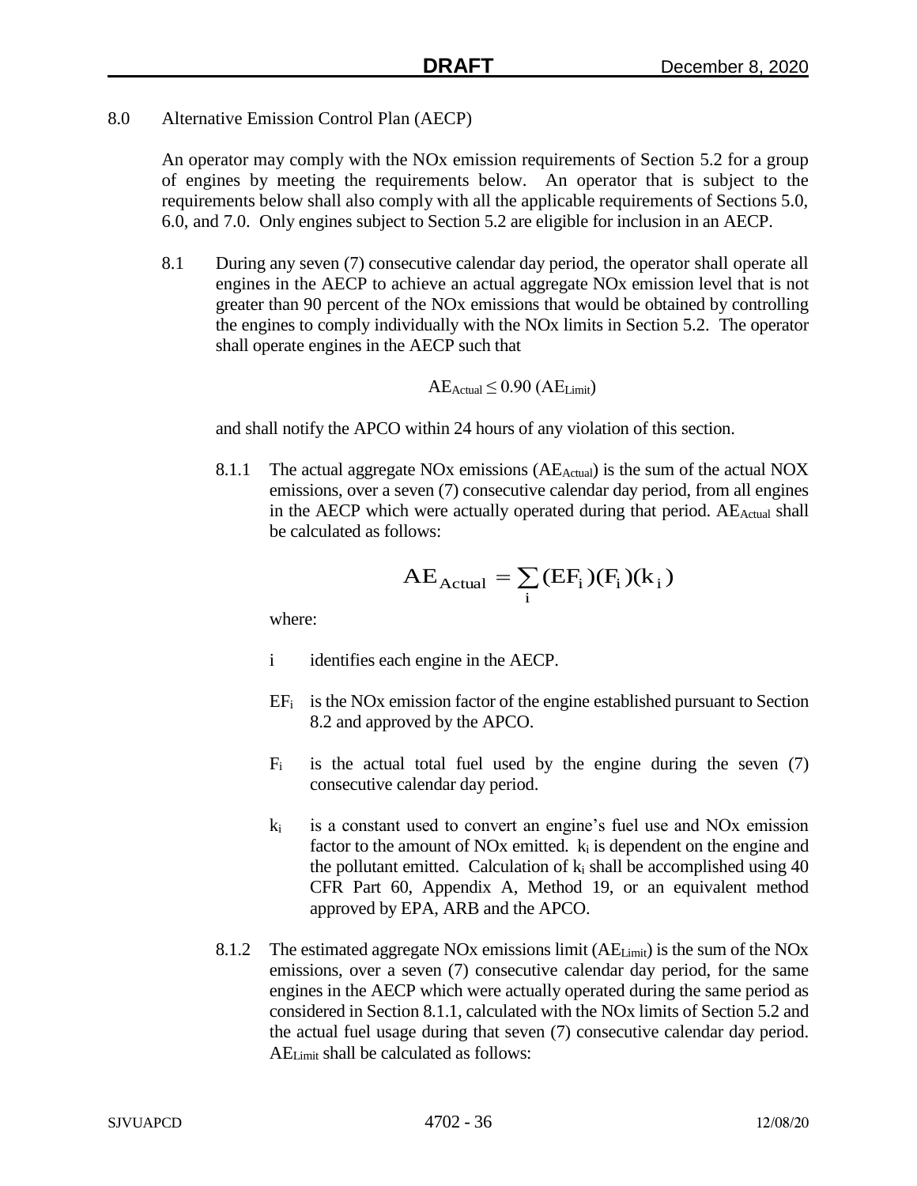## 8.0 Alternative Emission Control Plan (AECP)

An operator may comply with the NOx emission requirements of Section 5.2 for a group of engines by meeting the requirements below. An operator that is subject to the requirements below shall also comply with all the applicable requirements of Sections 5.0, 6.0, and 7.0. Only engines subject to Section 5.2 are eligible for inclusion in an AECP.

8.1 During any seven (7) consecutive calendar day period, the operator shall operate all engines in the AECP to achieve an actual aggregate NOx emission level that is not greater than 90 percent of the NOx emissions that would be obtained by controlling the engines to comply individually with the NOx limits in Section 5.2. The operator shall operate engines in the AECP such that

$$AE_{Actual} \leq 0.90\,(AE_{Limit})$$

and shall notify the APCO within 24 hours of any violation of this section.

8.1.1 The actual aggregate NOx emissions ($AE_{Actual}$) is the sum of the actual NOX emissions, over a seven (7) consecutive calendar day period, from all engines in the AECP which were actually operated during that period. $AE_{Actual}$ shall be calculated as follows:

$$AE_{Actual} = \sum_{i} (EF_i)(F_i)(k_i)$$

where:

- $i$ identifies each engine in the AECP.
- $EF_i$ is the NOx emission factor of the engine established pursuant to Section 8.2 and approved by the APCO.
- $F_i$ is the actual total fuel used by the engine during the seven (7) consecutive calendar day period.
- $k_i$ is a constant used to convert an engine's fuel use and NOx emission factor to the amount of NOx emitted. $k_i$ is dependent on the engine and the pollutant emitted. Calculation of $k_i$ shall be accomplished using 40 CFR Part 60, Appendix A, Method 19, or an equivalent method approved by EPA, ARB and the APCO.

8.1.2 The estimated aggregate NOx emissions limit ($AE_{Limit}$) is the sum of the NOx emissions, over a seven (7) consecutive calendar day period, for the same engines in the AECP which were actually operated during the same period as considered in Section 8.1.1, calculated with the NOx limits of Section 5.2 and the actual fuel usage during that seven (7) consecutive calendar day period. $AE_{Limit}$ shall be calculated as follows: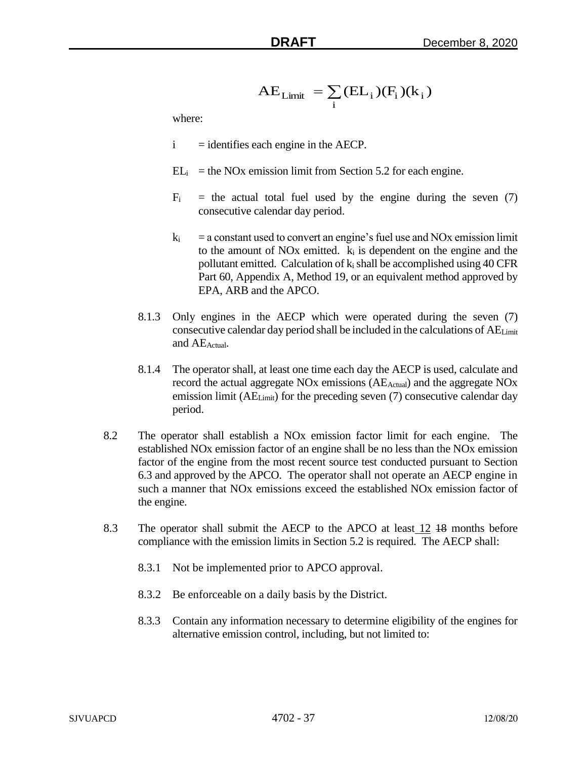$$AE_{Limit} = \sum_{i}(EL_i)(F_i)(k_i)$$

where:

- $i$ = identifies each engine in the AECP.
- $EL_i$ = the NOx emission limit from Section 5.2 for each engine.
- $F_i$ = the actual total fuel used by the engine during the seven (7) consecutive calendar day period.
- $k_i$ = a constant used to convert an engine's fuel use and NOx emission limit to the amount of NOx emitted. $k_i$ is dependent on the engine and the pollutant emitted. Calculation of $k_i$ shall be accomplished using 40 CFR Part 60, Appendix A, Method 19, or an equivalent method approved by EPA, ARB and the APCO.

8.1.3 Only engines in the AECP which were operated during the seven (7) consecutive calendar day period shall be included in the calculations of $AE_{Limit}$ and $AE_{Actual}$.

8.1.4 The operator shall, at least one time each day the AECP is used, calculate and record the actual aggregate NOx emissions ($AE_{Actual}$) and the aggregate NOx emission limit ($AE_{Limit}$) for the preceding seven (7) consecutive calendar day period.

8.2 The operator shall establish a NOx emission factor limit for each engine. The established NOx emission factor of an engine shall be no less than the NOx emission factor of the engine from the most recent source test conducted pursuant to Section 6.3 and approved by the APCO. The operator shall not operate an AECP engine in such a manner that NOx emissions exceed the established NOx emission factor of the engine.

8.3 The operator shall submit the AECP to the APCO at least 12 ~~18~~ months before compliance with the emission limits in Section 5.2 is required. The AECP shall:

8.3.1 Not be implemented prior to APCO approval.

8.3.2 Be enforceable on a daily basis by the District.

8.3.3 Contain any information necessary to determine eligibility of the engines for alternative emission control, including, but not limited to: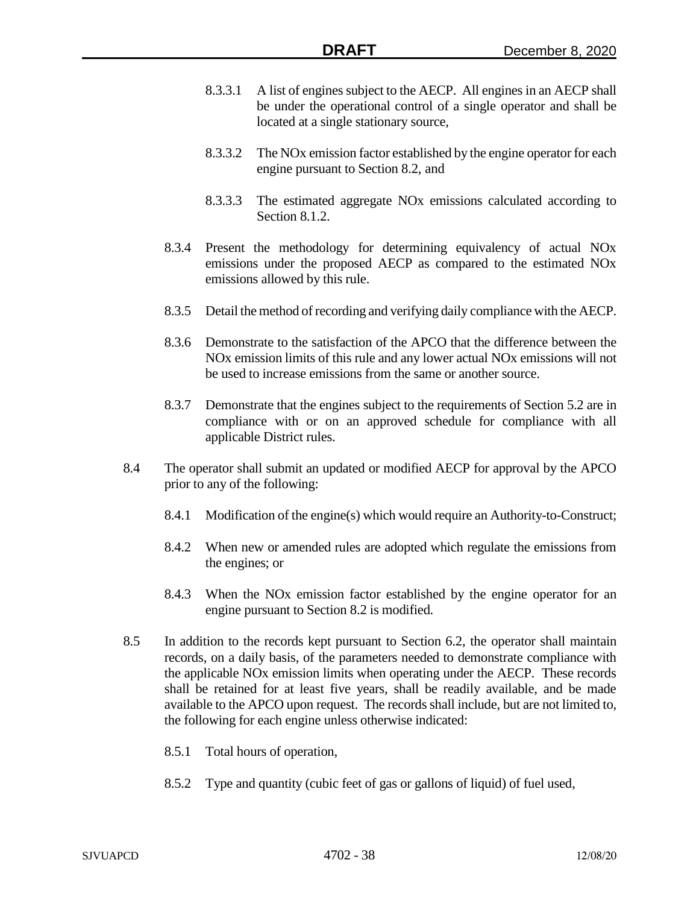8.3.3.1 A list of engines subject to the AECP. All engines in an AECP shall be under the operational control of a single operator and shall be located at a single stationary source,

8.3.3.2 The NOx emission factor established by the engine operator for each engine pursuant to Section 8.2, and

8.3.3.3 The estimated aggregate NOx emissions calculated according to Section 8.1.2.

8.3.4 Present the methodology for determining equivalency of actual NOx emissions under the proposed AECP as compared to the estimated NOx emissions allowed by this rule.

8.3.5 Detail the method of recording and verifying daily compliance with the AECP.

8.3.6 Demonstrate to the satisfaction of the APCO that the difference between the NOx emission limits of this rule and any lower actual NOx emissions will not be used to increase emissions from the same or another source.

8.3.7 Demonstrate that the engines subject to the requirements of Section 5.2 are in compliance with or on an approved schedule for compliance with all applicable District rules.

8.4 The operator shall submit an updated or modified AECP for approval by the APCO prior to any of the following:

8.4.1 Modification of the engine(s) which would require an Authority-to-Construct;

8.4.2 When new or amended rules are adopted which regulate the emissions from the engines; or

8.4.3 When the NOx emission factor established by the engine operator for an engine pursuant to Section 8.2 is modified.

8.5 In addition to the records kept pursuant to Section 6.2, the operator shall maintain records, on a daily basis, of the parameters needed to demonstrate compliance with the applicable NOx emission limits when operating under the AECP. These records shall be retained for at least five years, shall be readily available, and be made available to the APCO upon request. The records shall include, but are not limited to, the following for each engine unless otherwise indicated:

8.5.1 Total hours of operation,

8.5.2 Type and quantity (cubic feet of gas or gallons of liquid) of fuel used,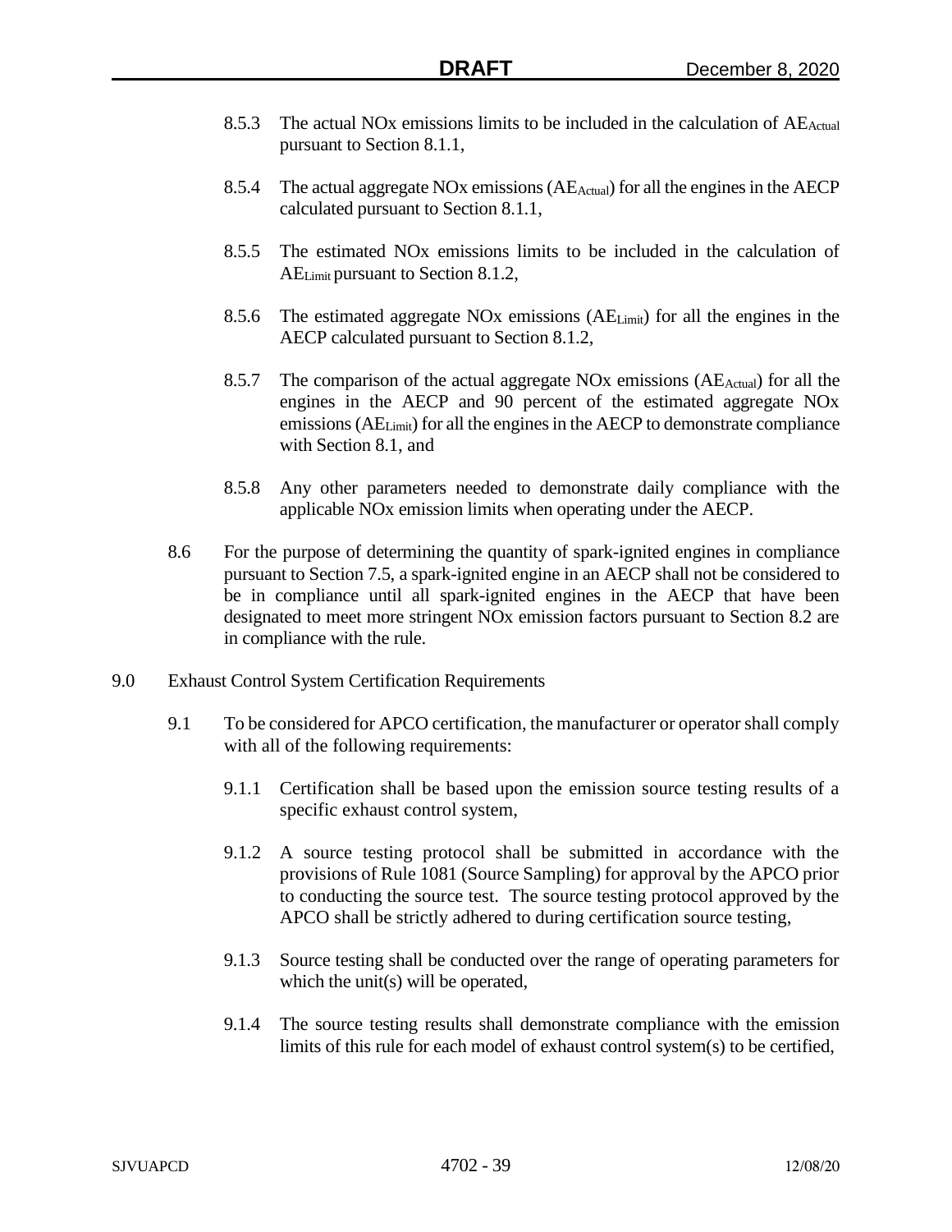8.5.3 The actual NOx emissions limits to be included in the calculation of $AE_{Actual}$ pursuant to Section 8.1.1,

8.5.4 The actual aggregate NOx emissions ($AE_{Actual}$) for all the engines in the AECP calculated pursuant to Section 8.1.1,

8.5.5 The estimated NOx emissions limits to be included in the calculation of $AE_{Limit}$ pursuant to Section 8.1.2,

8.5.6 The estimated aggregate NOx emissions ($AE_{Limit}$) for all the engines in the AECP calculated pursuant to Section 8.1.2,

8.5.7 The comparison of the actual aggregate NOx emissions ($AE_{Actual}$) for all the engines in the AECP and 90 percent of the estimated aggregate NOx emissions ($AE_{Limit}$) for all the engines in the AECP to demonstrate compliance with Section 8.1, and

8.5.8 Any other parameters needed to demonstrate daily compliance with the applicable NOx emission limits when operating under the AECP.

8.6 For the purpose of determining the quantity of spark-ignited engines in compliance pursuant to Section 7.5, a spark-ignited engine in an AECP shall not be considered to be in compliance until all spark-ignited engines in the AECP that have been designated to meet more stringent NOx emission factors pursuant to Section 8.2 are in compliance with the rule.

9.0 Exhaust Control System Certification Requirements

9.1 To be considered for APCO certification, the manufacturer or operator shall comply with all of the following requirements:

9.1.1 Certification shall be based upon the emission source testing results of a specific exhaust control system,

9.1.2 A source testing protocol shall be submitted in accordance with the provisions of Rule 1081 (Source Sampling) for approval by the APCO prior to conducting the source test. The source testing protocol approved by the APCO shall be strictly adhered to during certification source testing,

9.1.3 Source testing shall be conducted over the range of operating parameters for which the unit(s) will be operated,

9.1.4 The source testing results shall demonstrate compliance with the emission limits of this rule for each model of exhaust control system(s) to be certified,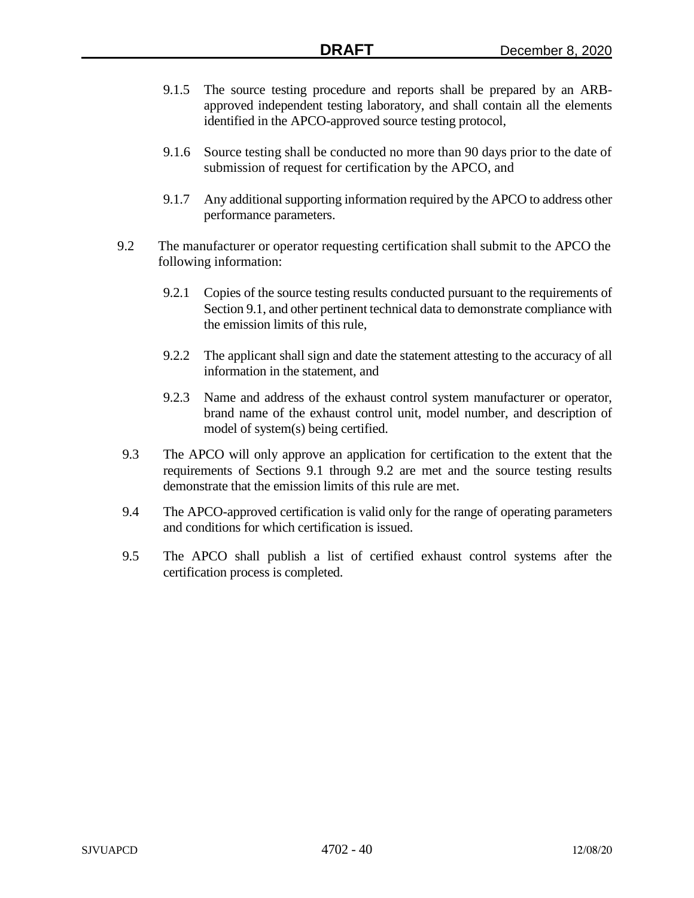9.1.5 The source testing procedure and reports shall be prepared by an ARB-approved independent testing laboratory, and shall contain all the elements identified in the APCO-approved source testing protocol,

9.1.6 Source testing shall be conducted no more than 90 days prior to the date of submission of request for certification by the APCO, and

9.1.7 Any additional supporting information required by the APCO to address other performance parameters.

9.2 The manufacturer or operator requesting certification shall submit to the APCO the following information:

9.2.1 Copies of the source testing results conducted pursuant to the requirements of Section 9.1, and other pertinent technical data to demonstrate compliance with the emission limits of this rule,

9.2.2 The applicant shall sign and date the statement attesting to the accuracy of all information in the statement, and

9.2.3 Name and address of the exhaust control system manufacturer or operator, brand name of the exhaust control unit, model number, and description of model of system(s) being certified.

9.3 The APCO will only approve an application for certification to the extent that the requirements of Sections 9.1 through 9.2 are met and the source testing results demonstrate that the emission limits of this rule are met.

9.4 The APCO-approved certification is valid only for the range of operating parameters and conditions for which certification is issued.

9.5 The APCO shall publish a list of certified exhaust control systems after the certification process is completed.